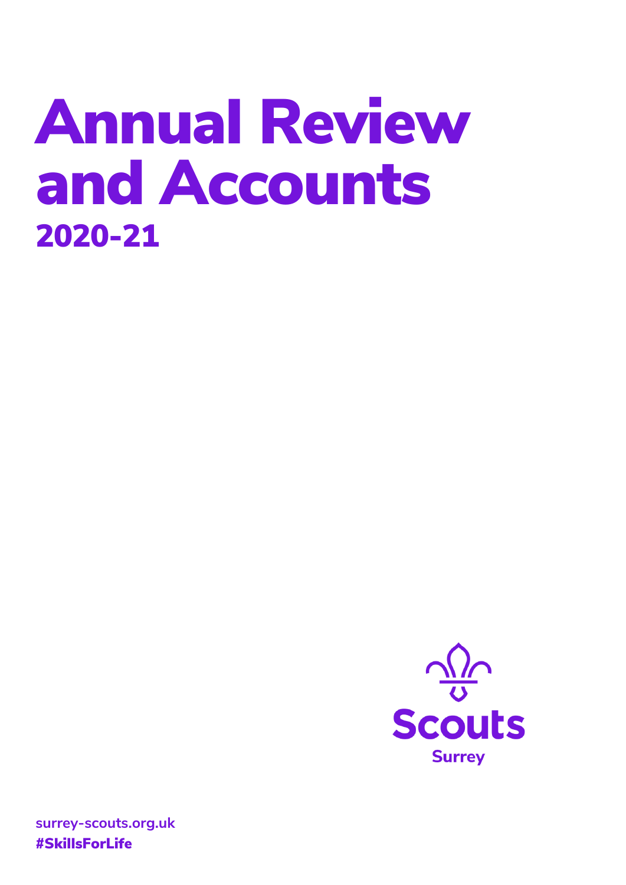# Annual Review and Accounts

## 2020-21

Scouts

Surrey

surrey-scouts.org.uk

#SkillsForLife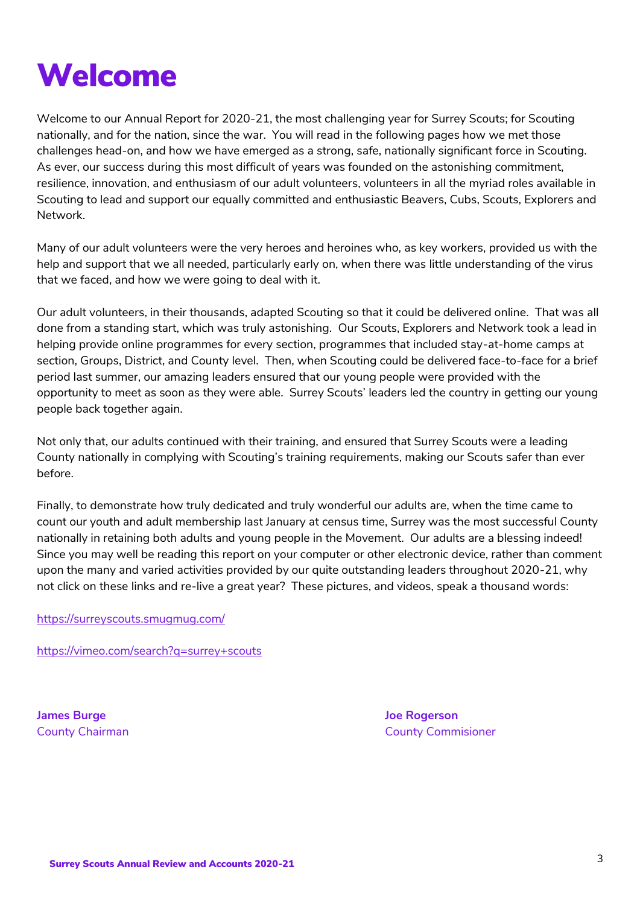# Welcome

Welcome to our Annual Report for 2020-21, the most challenging year for Surrey Scouts; for Scouting nationally, and for the nation, since the war. You will read in the following pages how we met those challenges head-on, and how we have emerged as a strong, safe, nationally significant force in Scouting. As ever, our success during this most difficult of years was founded on the astonishing commitment, resilience, innovation, and enthusiasm of our adult volunteers, volunteers in all the myriad roles available in Scouting to lead and support our equally committed and enthusiastic Beavers, Cubs, Scouts, Explorers and Network.

Many of our adult volunteers were the very heroes and heroines who, as key workers, provided us with the help and support that we all needed, particularly early on, when there was little understanding of the virus that we faced, and how we were going to deal with it.

Our adult volunteers, in their thousands, adapted Scouting so that it could be delivered online. That was all done from a standing start, which was truly astonishing. Our Scouts, Explorers and Network took a lead in helping provide online programmes for every section, programmes that included stay-at-home camps at section, Groups, District, and County level. Then, when Scouting could be delivered face-to-face for a brief period last summer, our amazing leaders ensured that our young people were provided with the opportunity to meet as soon as they were able. Surrey Scouts' leaders led the country in getting our young people back together again.

Not only that, our adults continued with their training, and ensured that Surrey Scouts were a leading County nationally in complying with Scouting's training requirements, making our Scouts safer than ever before.

Finally, to demonstrate how truly dedicated and truly wonderful our adults are, when the time came to count our youth and adult membership last January at census time, Surrey was the most successful County nationally in retaining both adults and young people in the Movement. Our adults are a blessing indeed! Since you may well be reading this report on your computer or other electronic device, rather than comment upon the many and varied activities provided by our quite outstanding leaders throughout 2020-21, why not click on these links and re-live a great year? These pictures, and videos, speak a thousand words:

https://surreyscouts.smugmug.com/

https://vimeo.com/search?q=surrey+scouts

**James Burge**
County Chairman

**Joe Rogerson**
County Commisioner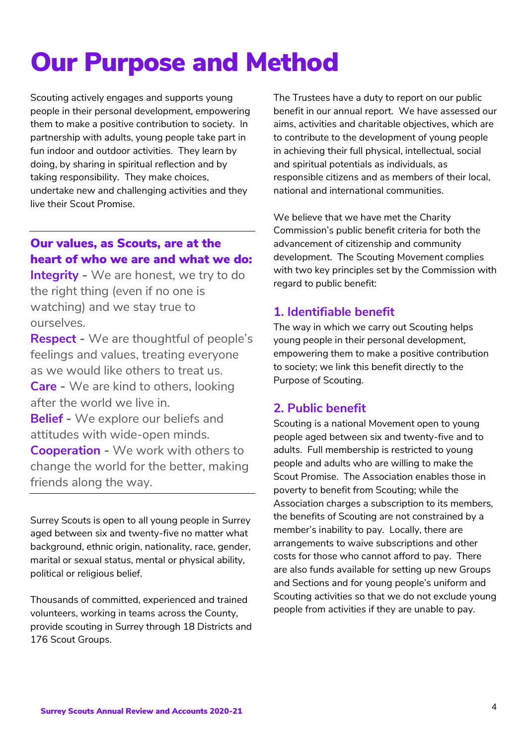# Our Purpose and Method

Scouting actively engages and supports young people in their personal development, empowering them to make a positive contribution to society. In partnership with adults, young people take part in fun indoor and outdoor activities. They learn by doing, by sharing in spiritual reflection and by taking responsibility. They make choices, undertake new and challenging activities and they live their Scout Promise.

---

### Our values, as Scouts, are at the heart of who we are and what we do:

**Integrity** - We are honest, we try to do the right thing (even if no one is watching) and we stay true to ourselves.

**Respect** - We are thoughtful of people's feelings and values, treating everyone as we would like others to treat us.

**Care** - We are kind to others, looking after the world we live in.

**Belief** - We explore our beliefs and attitudes with wide-open minds.

**Cooperation** - We work with others to change the world for the better, making friends along the way.

---

Surrey Scouts is open to all young people in Surrey aged between six and twenty-five no matter what background, ethnic origin, nationality, race, gender, marital or sexual status, mental or physical ability, political or religious belief.

Thousands of committed, experienced and trained volunteers, working in teams across the County, provide scouting in Surrey through 18 Districts and 176 Scout Groups.

The Trustees have a duty to report on our public benefit in our annual report. We have assessed our aims, activities and charitable objectives, which are to contribute to the development of young people in achieving their full physical, intellectual, social and spiritual potentials as individuals, as responsible citizens and as members of their local, national and international communities.

We believe that we have met the Charity Commission's public benefit criteria for both the advancement of citizenship and community development. The Scouting Movement complies with two key principles set by the Commission with regard to public benefit:

## 1. Identifiable benefit

The way in which we carry out Scouting helps young people in their personal development, empowering them to make a positive contribution to society; we link this benefit directly to the Purpose of Scouting.

## 2. Public benefit

Scouting is a national Movement open to young people aged between six and twenty-five and to adults. Full membership is restricted to young people and adults who are willing to make the Scout Promise. The Association enables those in poverty to benefit from Scouting; while the Association charges a subscription to its members, the benefits of Scouting are not constrained by a member's inability to pay. Locally, there are arrangements to waive subscriptions and other costs for those who cannot afford to pay. There are also funds available for setting up new Groups and Sections and for young people's uniform and Scouting activities so that we do not exclude young people from activities if they are unable to pay.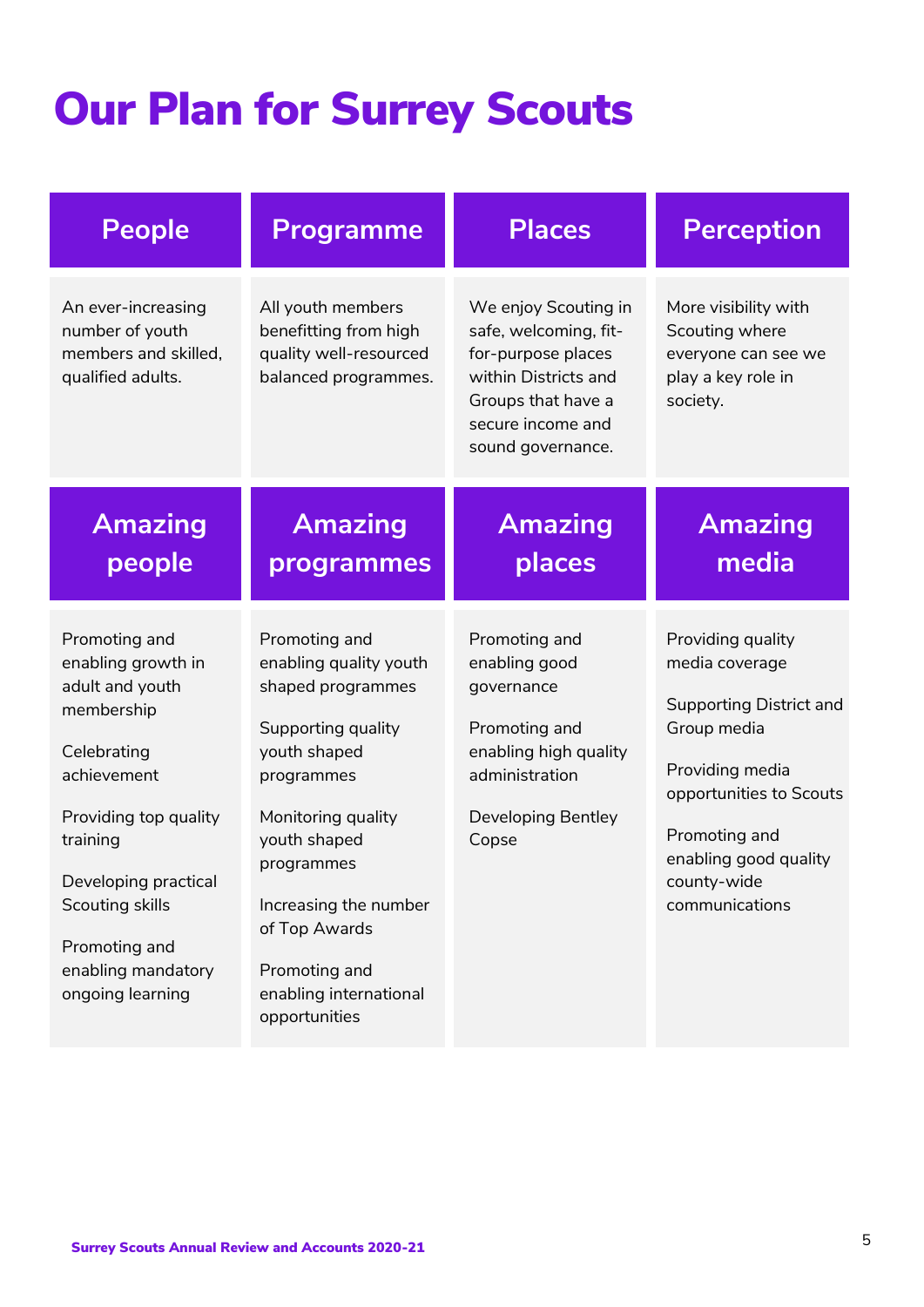# Our Plan for Surrey Scouts

| People | Programme | Places | Perception |
|---|---|---|---|
| An ever-increasing number of youth members and skilled, qualified adults. | All youth members benefitting from high quality well-resourced balanced programmes. | We enjoy Scouting in safe, welcoming, fit-for-purpose places within Districts and Groups that have a secure income and sound governance. | More visibility with Scouting where everyone can see we play a key role in society. |
| **Amazing people** | **Amazing programmes** | **Amazing places** | **Amazing media** |
| Promoting and enabling growth in adult and youth membership<br><br>Celebrating achievement<br><br>Providing top quality training<br><br>Developing practical Scouting skills<br><br>Promoting and enabling mandatory ongoing learning | Promoting and enabling quality youth shaped programmes<br><br>Supporting quality youth shaped programmes<br><br>Monitoring quality youth shaped programmes<br><br>Increasing the number of Top Awards<br><br>Promoting and enabling international opportunities | Promoting and enabling good governance<br><br>Promoting and enabling high quality administration<br><br>Developing Bentley Copse | Providing quality media coverage<br><br>Supporting District and Group media<br><br>Providing media opportunities to Scouts<br><br>Promoting and enabling good quality county-wide communications |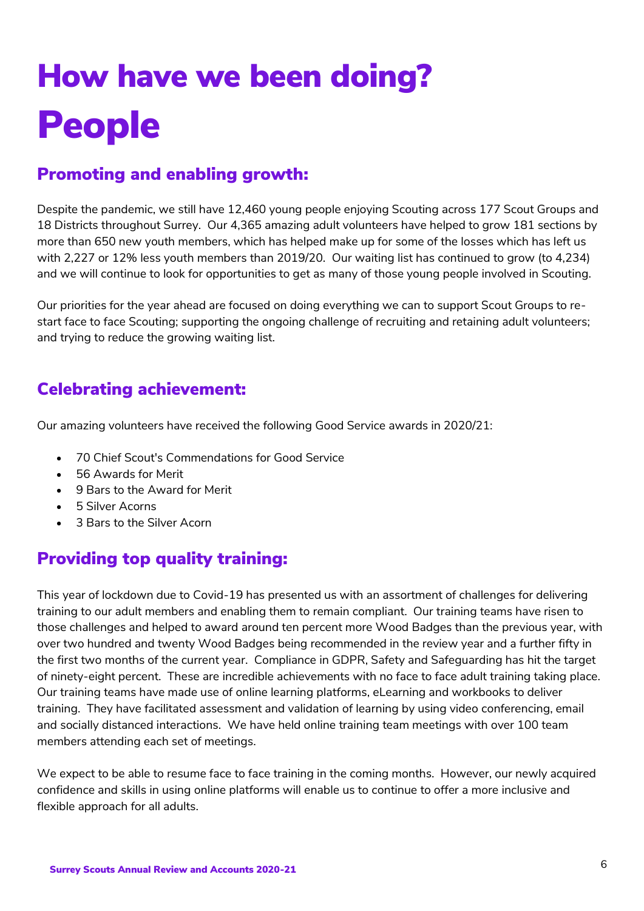# How have we been doing?

# People

## Promoting and enabling growth:

Despite the pandemic, we still have 12,460 young people enjoying Scouting across 177 Scout Groups and 18 Districts throughout Surrey. Our 4,365 amazing adult volunteers have helped to grow 181 sections by more than 650 new youth members, which has helped make up for some of the losses which has left us with 2,227 or 12% less youth members than 2019/20. Our waiting list has continued to grow (to 4,234) and we will continue to look for opportunities to get as many of those young people involved in Scouting.

Our priorities for the year ahead are focused on doing everything we can to support Scout Groups to re-start face to face Scouting; supporting the ongoing challenge of recruiting and retaining adult volunteers; and trying to reduce the growing waiting list.

## Celebrating achievement:

Our amazing volunteers have received the following Good Service awards in 2020/21:

- 70 Chief Scout's Commendations for Good Service
- 56 Awards for Merit
- 9 Bars to the Award for Merit
- 5 Silver Acorns
- 3 Bars to the Silver Acorn

## Providing top quality training:

This year of lockdown due to Covid-19 has presented us with an assortment of challenges for delivering training to our adult members and enabling them to remain compliant. Our training teams have risen to those challenges and helped to award around ten percent more Wood Badges than the previous year, with over two hundred and twenty Wood Badges being recommended in the review year and a further fifty in the first two months of the current year. Compliance in GDPR, Safety and Safeguarding has hit the target of ninety-eight percent. These are incredible achievements with no face to face adult training taking place. Our training teams have made use of online learning platforms, eLearning and workbooks to deliver training. They have facilitated assessment and validation of learning by using video conferencing, email and socially distanced interactions. We have held online training team meetings with over 100 team members attending each set of meetings.

We expect to be able to resume face to face training in the coming months. However, our newly acquired confidence and skills in using online platforms will enable us to continue to offer a more inclusive and flexible approach for all adults.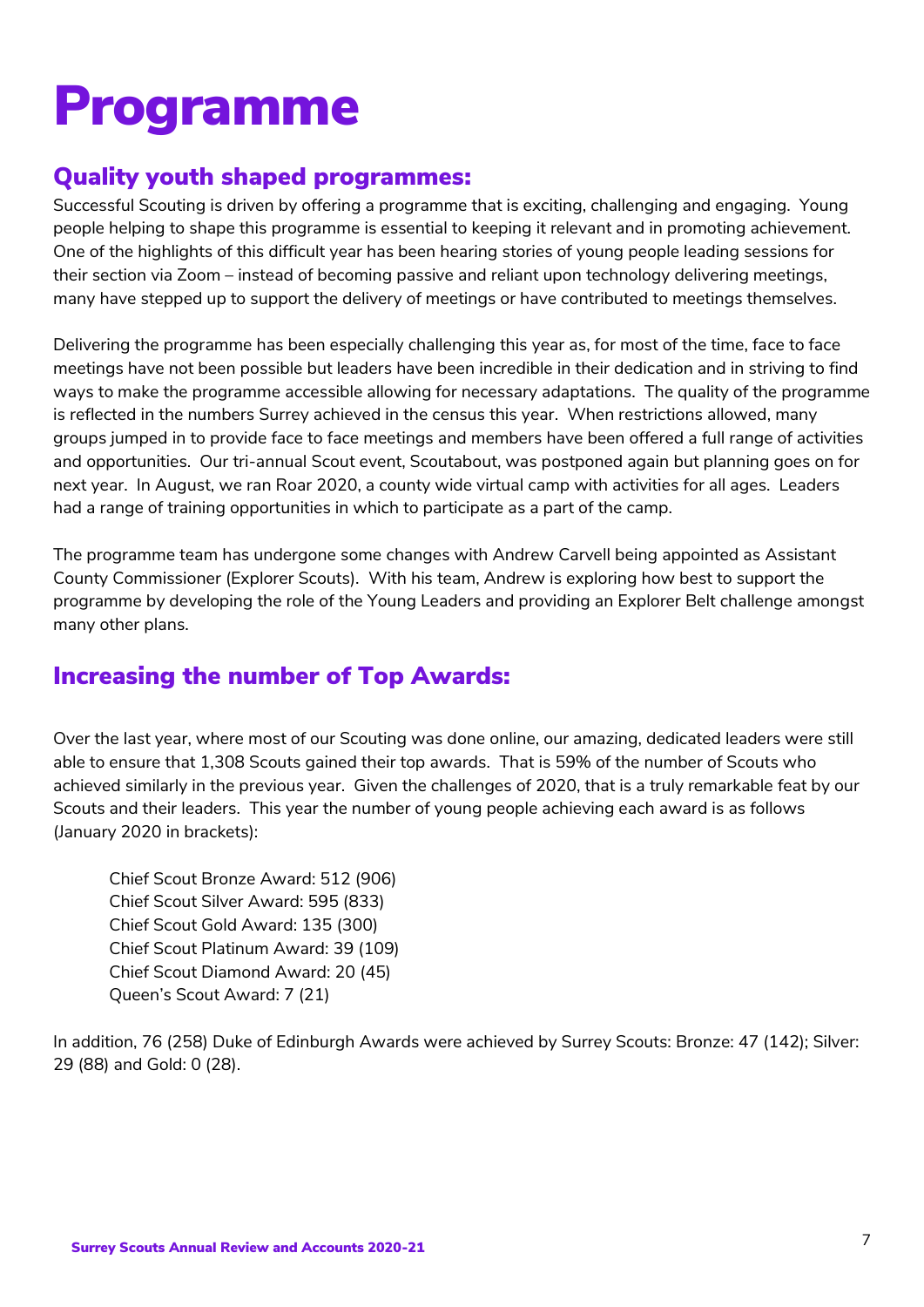# Programme

## Quality youth shaped programmes:

Successful Scouting is driven by offering a programme that is exciting, challenging and engaging. Young people helping to shape this programme is essential to keeping it relevant and in promoting achievement. One of the highlights of this difficult year has been hearing stories of young people leading sessions for their section via Zoom – instead of becoming passive and reliant upon technology delivering meetings, many have stepped up to support the delivery of meetings or have contributed to meetings themselves.

Delivering the programme has been especially challenging this year as, for most of the time, face to face meetings have not been possible but leaders have been incredible in their dedication and in striving to find ways to make the programme accessible allowing for necessary adaptations. The quality of the programme is reflected in the numbers Surrey achieved in the census this year. When restrictions allowed, many groups jumped in to provide face to face meetings and members have been offered a full range of activities and opportunities. Our tri-annual Scout event, Scoutabout, was postponed again but planning goes on for next year. In August, we ran Roar 2020, a county wide virtual camp with activities for all ages. Leaders had a range of training opportunities in which to participate as a part of the camp.

The programme team has undergone some changes with Andrew Carvell being appointed as Assistant County Commissioner (Explorer Scouts). With his team, Andrew is exploring how best to support the programme by developing the role of the Young Leaders and providing an Explorer Belt challenge amongst many other plans.

## Increasing the number of Top Awards:

Over the last year, where most of our Scouting was done online, our amazing, dedicated leaders were still able to ensure that 1,308 Scouts gained their top awards. That is 59% of the number of Scouts who achieved similarly in the previous year. Given the challenges of 2020, that is a truly remarkable feat by our Scouts and their leaders. This year the number of young people achieving each award is as follows (January 2020 in brackets):

Chief Scout Bronze Award: 512 (906)
Chief Scout Silver Award: 595 (833)
Chief Scout Gold Award: 135 (300)
Chief Scout Platinum Award: 39 (109)
Chief Scout Diamond Award: 20 (45)
Queen's Scout Award: 7 (21)

In addition, 76 (258) Duke of Edinburgh Awards were achieved by Surrey Scouts: Bronze: 47 (142); Silver: 29 (88) and Gold: 0 (28).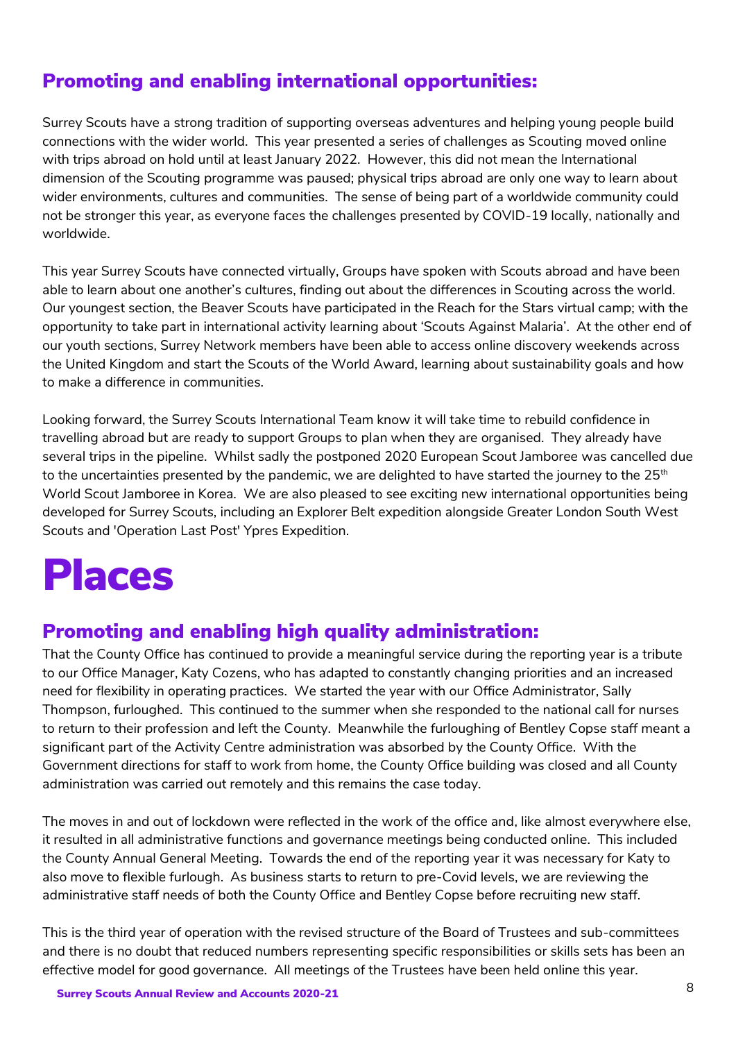## Promoting and enabling international opportunities:

Surrey Scouts have a strong tradition of supporting overseas adventures and helping young people build connections with the wider world. This year presented a series of challenges as Scouting moved online with trips abroad on hold until at least January 2022. However, this did not mean the International dimension of the Scouting programme was paused; physical trips abroad are only one way to learn about wider environments, cultures and communities. The sense of being part of a worldwide community could not be stronger this year, as everyone faces the challenges presented by COVID-19 locally, nationally and worldwide.

This year Surrey Scouts have connected virtually, Groups have spoken with Scouts abroad and have been able to learn about one another's cultures, finding out about the differences in Scouting across the world. Our youngest section, the Beaver Scouts have participated in the Reach for the Stars virtual camp; with the opportunity to take part in international activity learning about 'Scouts Against Malaria'. At the other end of our youth sections, Surrey Network members have been able to access online discovery weekends across the United Kingdom and start the Scouts of the World Award, learning about sustainability goals and how to make a difference in communities.

Looking forward, the Surrey Scouts International Team know it will take time to rebuild confidence in travelling abroad but are ready to support Groups to plan when they are organised. They already have several trips in the pipeline. Whilst sadly the postponed 2020 European Scout Jamboree was cancelled due to the uncertainties presented by the pandemic, we are delighted to have started the journey to the 25th World Scout Jamboree in Korea. We are also pleased to see exciting new international opportunities being developed for Surrey Scouts, including an Explorer Belt expedition alongside Greater London South West Scouts and 'Operation Last Post' Ypres Expedition.

# Places

## Promoting and enabling high quality administration:

That the County Office has continued to provide a meaningful service during the reporting year is a tribute to our Office Manager, Katy Cozens, who has adapted to constantly changing priorities and an increased need for flexibility in operating practices. We started the year with our Office Administrator, Sally Thompson, furloughed. This continued to the summer when she responded to the national call for nurses to return to their profession and left the County. Meanwhile the furloughing of Bentley Copse staff meant a significant part of the Activity Centre administration was absorbed by the County Office. With the Government directions for staff to work from home, the County Office building was closed and all County administration was carried out remotely and this remains the case today.

The moves in and out of lockdown were reflected in the work of the office and, like almost everywhere else, it resulted in all administrative functions and governance meetings being conducted online. This included the County Annual General Meeting. Towards the end of the reporting year it was necessary for Katy to also move to flexible furlough. As business starts to return to pre-Covid levels, we are reviewing the administrative staff needs of both the County Office and Bentley Copse before recruiting new staff.

This is the third year of operation with the revised structure of the Board of Trustees and sub-committees and there is no doubt that reduced numbers representing specific responsibilities or skills sets has been an effective model for good governance. All meetings of the Trustees have been held online this year.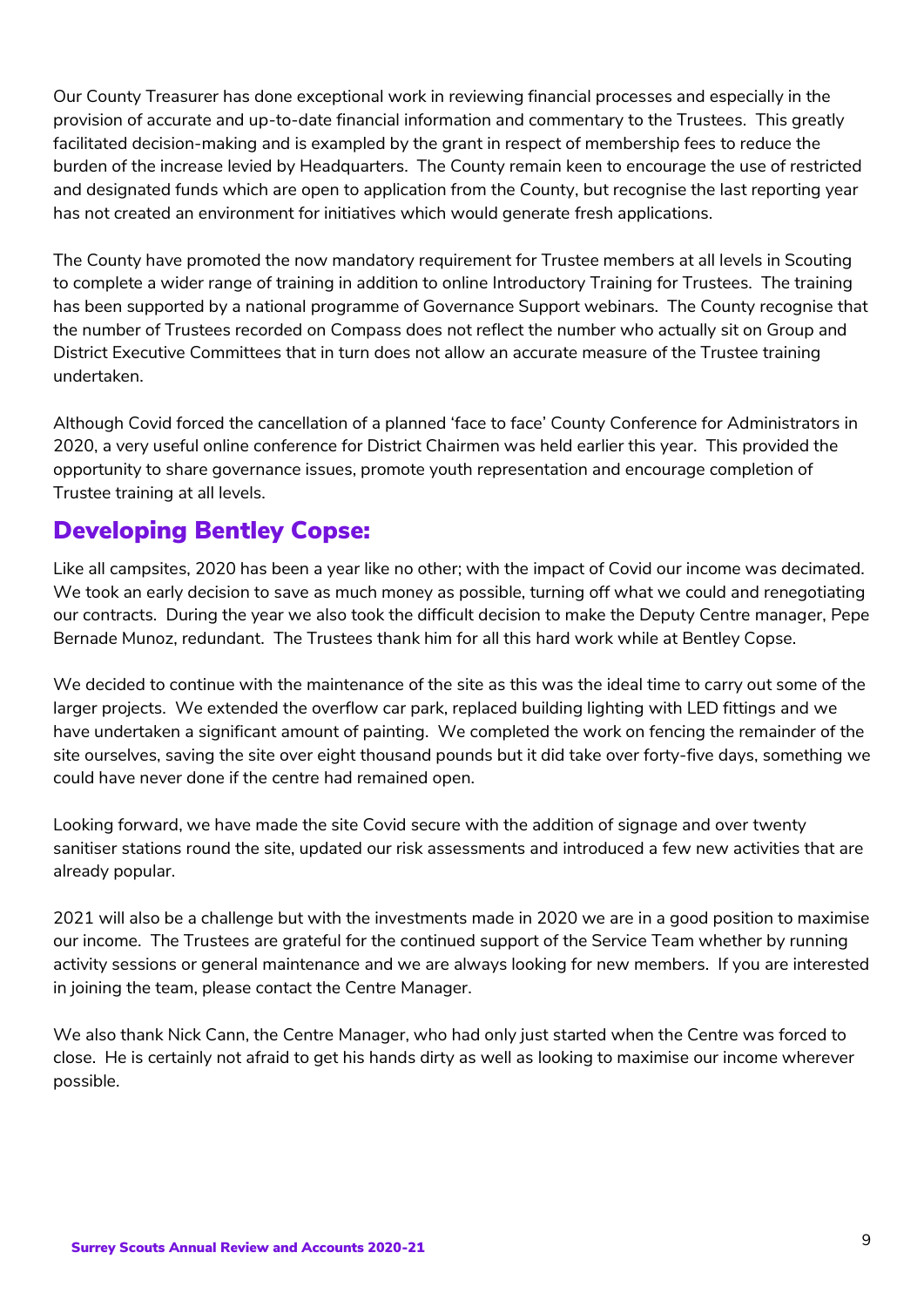Our County Treasurer has done exceptional work in reviewing financial processes and especially in the provision of accurate and up-to-date financial information and commentary to the Trustees. This greatly facilitated decision-making and is exampled by the grant in respect of membership fees to reduce the burden of the increase levied by Headquarters. The County remain keen to encourage the use of restricted and designated funds which are open to application from the County, but recognise the last reporting year has not created an environment for initiatives which would generate fresh applications.

The County have promoted the now mandatory requirement for Trustee members at all levels in Scouting to complete a wider range of training in addition to online Introductory Training for Trustees. The training has been supported by a national programme of Governance Support webinars. The County recognise that the number of Trustees recorded on Compass does not reflect the number who actually sit on Group and District Executive Committees that in turn does not allow an accurate measure of the Trustee training undertaken.

Although Covid forced the cancellation of a planned 'face to face' County Conference for Administrators in 2020, a very useful online conference for District Chairmen was held earlier this year. This provided the opportunity to share governance issues, promote youth representation and encourage completion of Trustee training at all levels.

## Developing Bentley Copse:

Like all campsites, 2020 has been a year like no other; with the impact of Covid our income was decimated. We took an early decision to save as much money as possible, turning off what we could and renegotiating our contracts. During the year we also took the difficult decision to make the Deputy Centre manager, Pepe Bernade Munoz, redundant. The Trustees thank him for all this hard work while at Bentley Copse.

We decided to continue with the maintenance of the site as this was the ideal time to carry out some of the larger projects. We extended the overflow car park, replaced building lighting with LED fittings and we have undertaken a significant amount of painting. We completed the work on fencing the remainder of the site ourselves, saving the site over eight thousand pounds but it did take over forty-five days, something we could have never done if the centre had remained open.

Looking forward, we have made the site Covid secure with the addition of signage and over twenty sanitiser stations round the site, updated our risk assessments and introduced a few new activities that are already popular.

2021 will also be a challenge but with the investments made in 2020 we are in a good position to maximise our income. The Trustees are grateful for the continued support of the Service Team whether by running activity sessions or general maintenance and we are always looking for new members. If you are interested in joining the team, please contact the Centre Manager.

We also thank Nick Cann, the Centre Manager, who had only just started when the Centre was forced to close. He is certainly not afraid to get his hands dirty as well as looking to maximise our income wherever possible.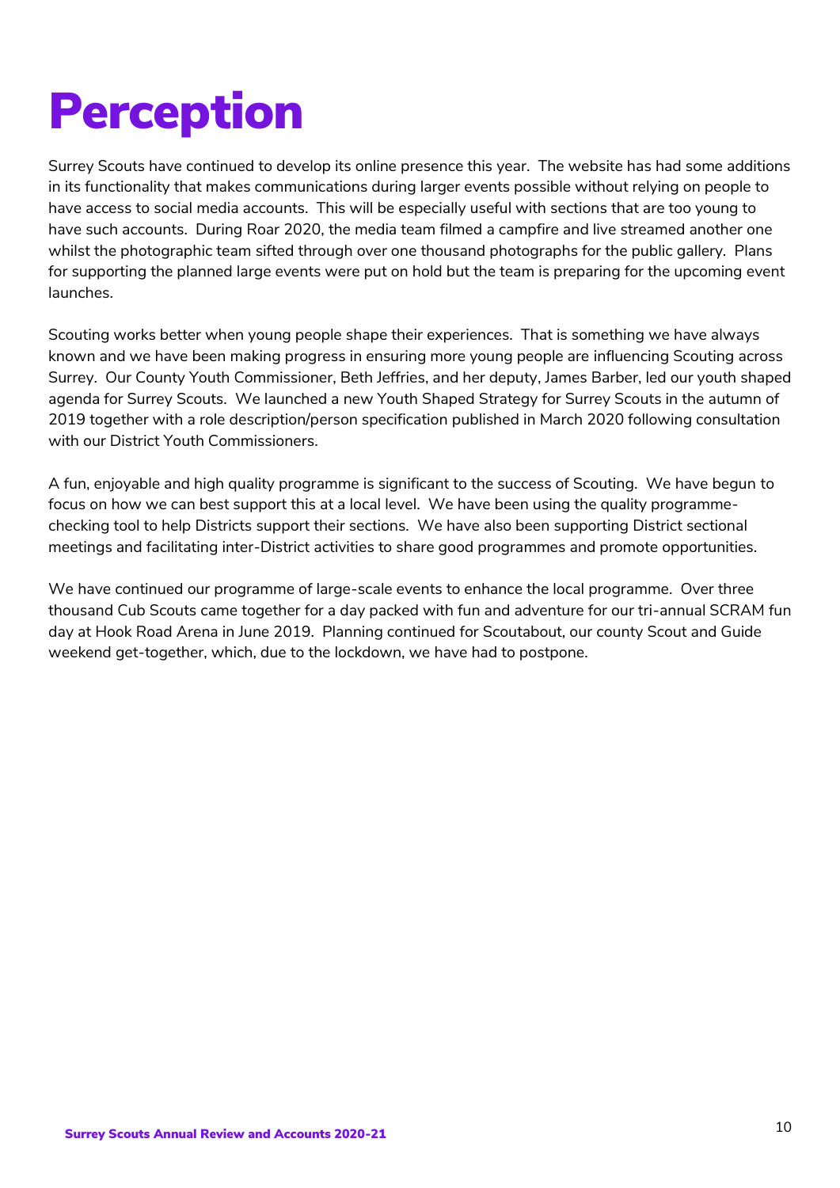# Perception

Surrey Scouts have continued to develop its online presence this year. The website has had some additions in its functionality that makes communications during larger events possible without relying on people to have access to social media accounts. This will be especially useful with sections that are too young to have such accounts. During Roar 2020, the media team filmed a campfire and live streamed another one whilst the photographic team sifted through over one thousand photographs for the public gallery. Plans for supporting the planned large events were put on hold but the team is preparing for the upcoming event launches.

Scouting works better when young people shape their experiences. That is something we have always known and we have been making progress in ensuring more young people are influencing Scouting across Surrey. Our County Youth Commissioner, Beth Jeffries, and her deputy, James Barber, led our youth shaped agenda for Surrey Scouts. We launched a new Youth Shaped Strategy for Surrey Scouts in the autumn of 2019 together with a role description/person specification published in March 2020 following consultation with our District Youth Commissioners.

A fun, enjoyable and high quality programme is significant to the success of Scouting. We have begun to focus on how we can best support this at a local level. We have been using the quality programme-checking tool to help Districts support their sections. We have also been supporting District sectional meetings and facilitating inter-District activities to share good programmes and promote opportunities.

We have continued our programme of large-scale events to enhance the local programme. Over three thousand Cub Scouts came together for a day packed with fun and adventure for our tri-annual SCRAM fun day at Hook Road Arena in June 2019. Planning continued for Scoutabout, our county Scout and Guide weekend get-together, which, due to the lockdown, we have had to postpone.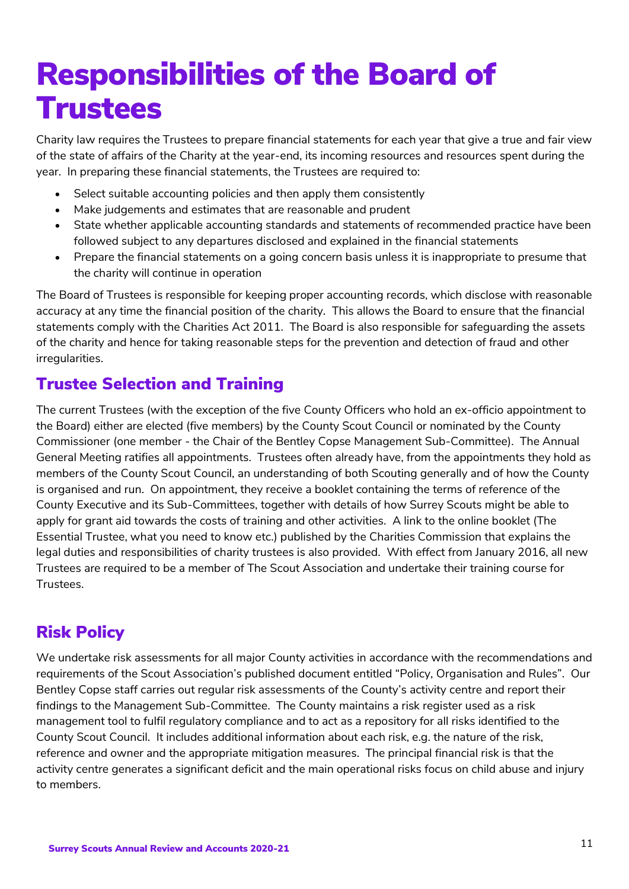# Responsibilities of the Board of Trustees

Charity law requires the Trustees to prepare financial statements for each year that give a true and fair view of the state of affairs of the Charity at the year-end, its incoming resources and resources spent during the year. In preparing these financial statements, the Trustees are required to:

- Select suitable accounting policies and then apply them consistently
- Make judgements and estimates that are reasonable and prudent
- State whether applicable accounting standards and statements of recommended practice have been followed subject to any departures disclosed and explained in the financial statements
- Prepare the financial statements on a going concern basis unless it is inappropriate to presume that the charity will continue in operation

The Board of Trustees is responsible for keeping proper accounting records, which disclose with reasonable accuracy at any time the financial position of the charity. This allows the Board to ensure that the financial statements comply with the Charities Act 2011. The Board is also responsible for safeguarding the assets of the charity and hence for taking reasonable steps for the prevention and detection of fraud and other irregularities.

## Trustee Selection and Training

The current Trustees (with the exception of the five County Officers who hold an ex-officio appointment to the Board) either are elected (five members) by the County Scout Council or nominated by the County Commissioner (one member - the Chair of the Bentley Copse Management Sub-Committee). The Annual General Meeting ratifies all appointments. Trustees often already have, from the appointments they hold as members of the County Scout Council, an understanding of both Scouting generally and of how the County is organised and run. On appointment, they receive a booklet containing the terms of reference of the County Executive and its Sub-Committees, together with details of how Surrey Scouts might be able to apply for grant aid towards the costs of training and other activities. A link to the online booklet (The Essential Trustee, what you need to know etc.) published by the Charities Commission that explains the legal duties and responsibilities of charity trustees is also provided. With effect from January 2016, all new Trustees are required to be a member of The Scout Association and undertake their training course for Trustees.

## Risk Policy

We undertake risk assessments for all major County activities in accordance with the recommendations and requirements of the Scout Association's published document entitled "Policy, Organisation and Rules". Our Bentley Copse staff carries out regular risk assessments of the County's activity centre and report their findings to the Management Sub-Committee. The County maintains a risk register used as a risk management tool to fulfil regulatory compliance and to act as a repository for all risks identified to the County Scout Council. It includes additional information about each risk, e.g. the nature of the risk, reference and owner and the appropriate mitigation measures. The principal financial risk is that the activity centre generates a significant deficit and the main operational risks focus on child abuse and injury to members.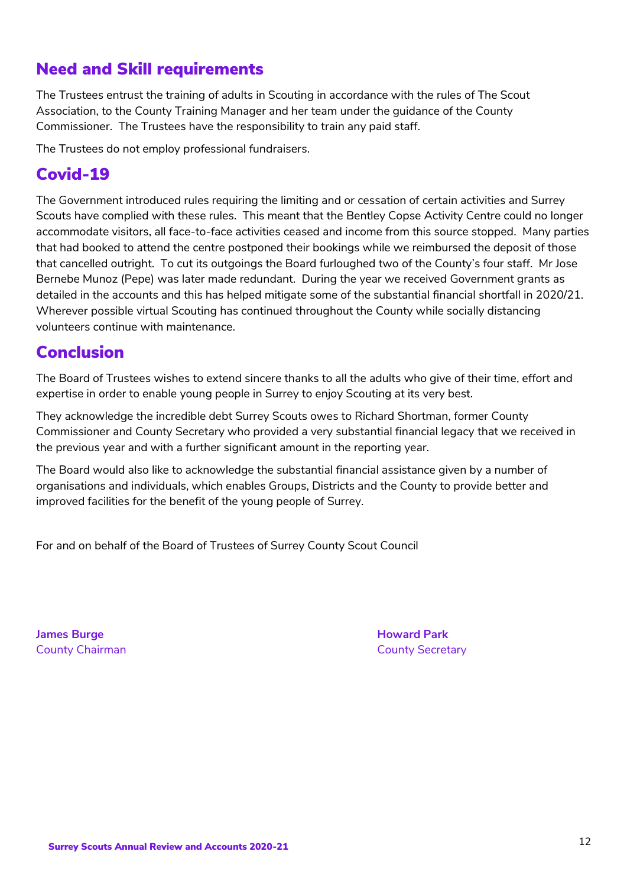## Need and Skill requirements

The Trustees entrust the training of adults in Scouting in accordance with the rules of The Scout Association, to the County Training Manager and her team under the guidance of the County Commissioner. The Trustees have the responsibility to train any paid staff.

The Trustees do not employ professional fundraisers.

## Covid-19

The Government introduced rules requiring the limiting and or cessation of certain activities and Surrey Scouts have complied with these rules. This meant that the Bentley Copse Activity Centre could no longer accommodate visitors, all face-to-face activities ceased and income from this source stopped. Many parties that had booked to attend the centre postponed their bookings while we reimbursed the deposit of those that cancelled outright. To cut its outgoings the Board furloughed two of the County's four staff. Mr Jose Bernebe Munoz (Pepe) was later made redundant. During the year we received Government grants as detailed in the accounts and this has helped mitigate some of the substantial financial shortfall in 2020/21. Wherever possible virtual Scouting has continued throughout the County while socially distancing volunteers continue with maintenance.

## Conclusion

The Board of Trustees wishes to extend sincere thanks to all the adults who give of their time, effort and expertise in order to enable young people in Surrey to enjoy Scouting at its very best.

They acknowledge the incredible debt Surrey Scouts owes to Richard Shortman, former County Commissioner and County Secretary who provided a very substantial financial legacy that we received in the previous year and with a further significant amount in the reporting year.

The Board would also like to acknowledge the substantial financial assistance given by a number of organisations and individuals, which enables Groups, Districts and the County to provide better and improved facilities for the benefit of the young people of Surrey.

For and on behalf of the Board of Trustees of Surrey County Scout Council

**James Burge**
County Chairman

**Howard Park**
County Secretary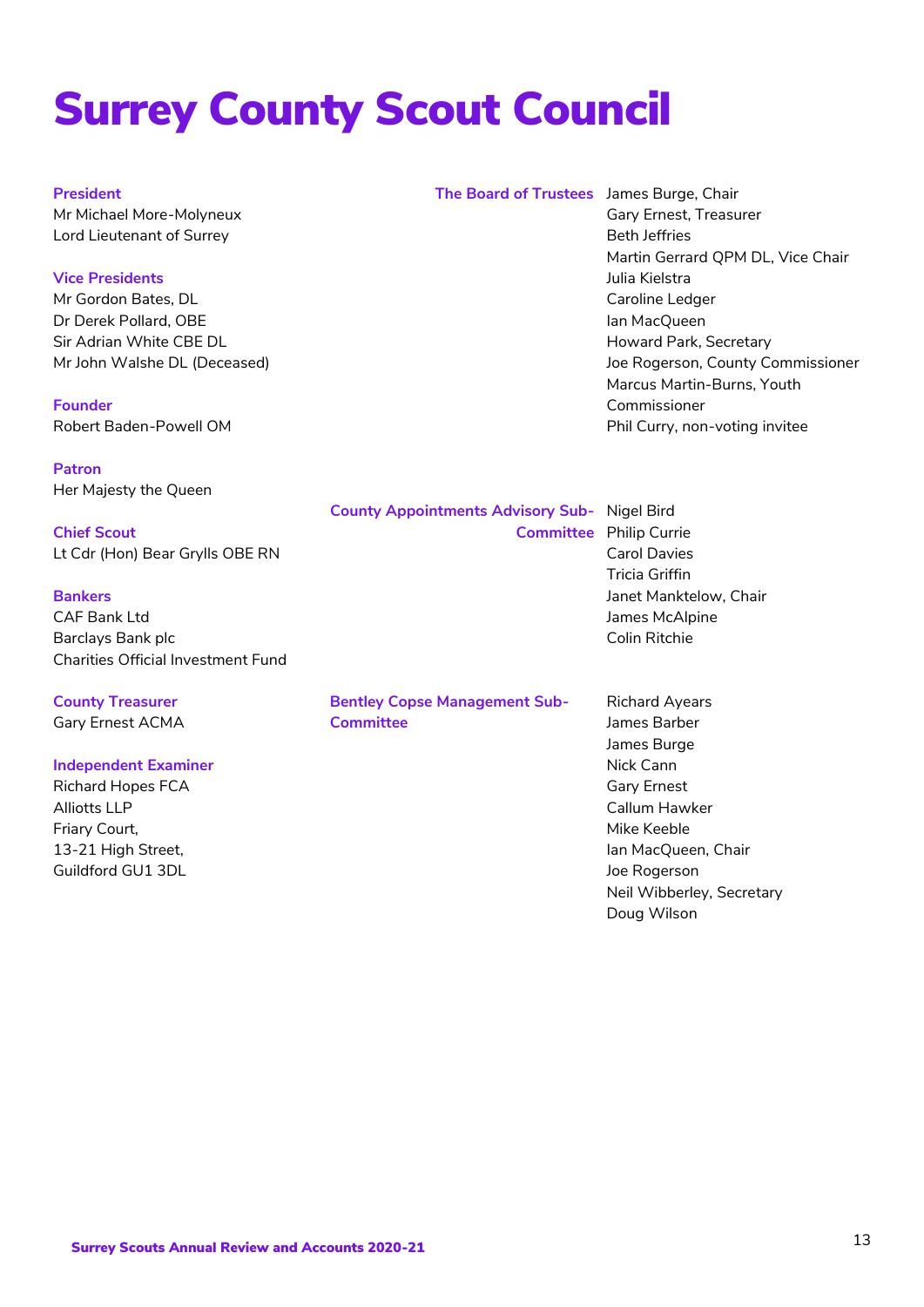# Surrey County Scout Council

**President**
Mr Michael More-Molyneux
Lord Lieutenant of Surrey

**Vice Presidents**
Mr Gordon Bates, DL
Dr Derek Pollard, OBE
Sir Adrian White CBE DL
Mr John Walshe DL (Deceased)

**Founder**
Robert Baden-Powell OM

**Patron**
Her Majesty the Queen

**Chief Scout**
Lt Cdr (Hon) Bear Grylls OBE RN

**Bankers**
CAF Bank Ltd
Barclays Bank plc
Charities Official Investment Fund

**County Treasurer**
Gary Ernest ACMA

**Independent Examiner**
Richard Hopes FCA
Alliotts LLP
Friary Court,
13-21 High Street,
Guildford GU1 3DL

**The Board of Trustees**
James Burge, Chair
Gary Ernest, Treasurer
Beth Jeffries
Martin Gerrard QPM DL, Vice Chair
Julia Kielstra
Caroline Ledger
Ian MacQueen
Howard Park, Secretary
Joe Rogerson, County Commissioner
Marcus Martin-Burns, Youth Commissioner
Phil Curry, non-voting invitee

**County Appointments Advisory Sub-Committee**
Nigel Bird
Philip Currie
Carol Davies
Tricia Griffin
Janet Manktelow, Chair
James McAlpine
Colin Ritchie

**Bentley Copse Management Sub-Committee**
Richard Ayears
James Barber
James Burge
Nick Cann
Gary Ernest
Callum Hawker
Mike Keeble
Ian MacQueen, Chair
Joe Rogerson
Neil Wibberley, Secretary
Doug Wilson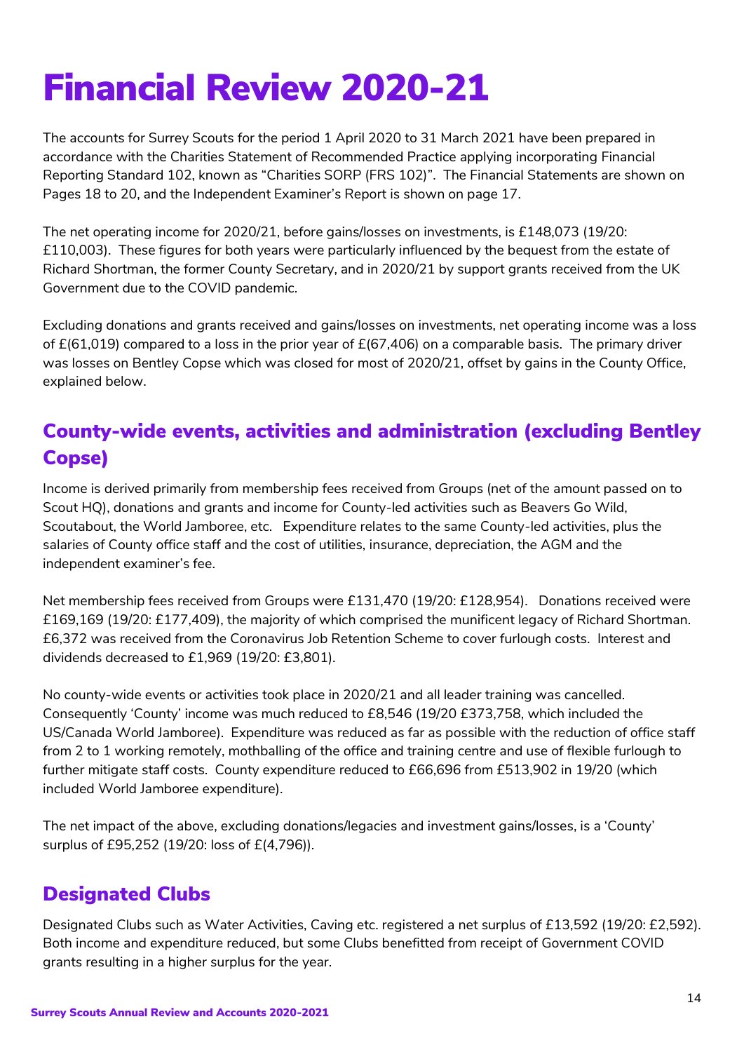# Financial Review 2020-21

The accounts for Surrey Scouts for the period 1 April 2020 to 31 March 2021 have been prepared in accordance with the Charities Statement of Recommended Practice applying incorporating Financial Reporting Standard 102, known as "Charities SORP (FRS 102)". The Financial Statements are shown on Pages 18 to 20, and the Independent Examiner's Report is shown on page 17.

The net operating income for 2020/21, before gains/losses on investments, is £148,073 (19/20: £110,003). These figures for both years were particularly influenced by the bequest from the estate of Richard Shortman, the former County Secretary, and in 2020/21 by support grants received from the UK Government due to the COVID pandemic.

Excluding donations and grants received and gains/losses on investments, net operating income was a loss of £(61,019) compared to a loss in the prior year of £(67,406) on a comparable basis. The primary driver was losses on Bentley Copse which was closed for most of 2020/21, offset by gains in the County Office, explained below.

## County-wide events, activities and administration (excluding Bentley Copse)

Income is derived primarily from membership fees received from Groups (net of the amount passed on to Scout HQ), donations and grants and income for County-led activities such as Beavers Go Wild, Scoutabout, the World Jamboree, etc. Expenditure relates to the same County-led activities, plus the salaries of County office staff and the cost of utilities, insurance, depreciation, the AGM and the independent examiner's fee.

Net membership fees received from Groups were £131,470 (19/20: £128,954). Donations received were £169,169 (19/20: £177,409), the majority of which comprised the munificent legacy of Richard Shortman. £6,372 was received from the Coronavirus Job Retention Scheme to cover furlough costs. Interest and dividends decreased to £1,969 (19/20: £3,801).

No county-wide events or activities took place in 2020/21 and all leader training was cancelled. Consequently 'County' income was much reduced to £8,546 (19/20 £373,758, which included the US/Canada World Jamboree). Expenditure was reduced as far as possible with the reduction of office staff from 2 to 1 working remotely, mothballing of the office and training centre and use of flexible furlough to further mitigate staff costs. County expenditure reduced to £66,696 from £513,902 in 19/20 (which included World Jamboree expenditure).

The net impact of the above, excluding donations/legacies and investment gains/losses, is a 'County' surplus of £95,252 (19/20: loss of £(4,796)).

## Designated Clubs

Designated Clubs such as Water Activities, Caving etc. registered a net surplus of £13,592 (19/20: £2,592). Both income and expenditure reduced, but some Clubs benefitted from receipt of Government COVID grants resulting in a higher surplus for the year.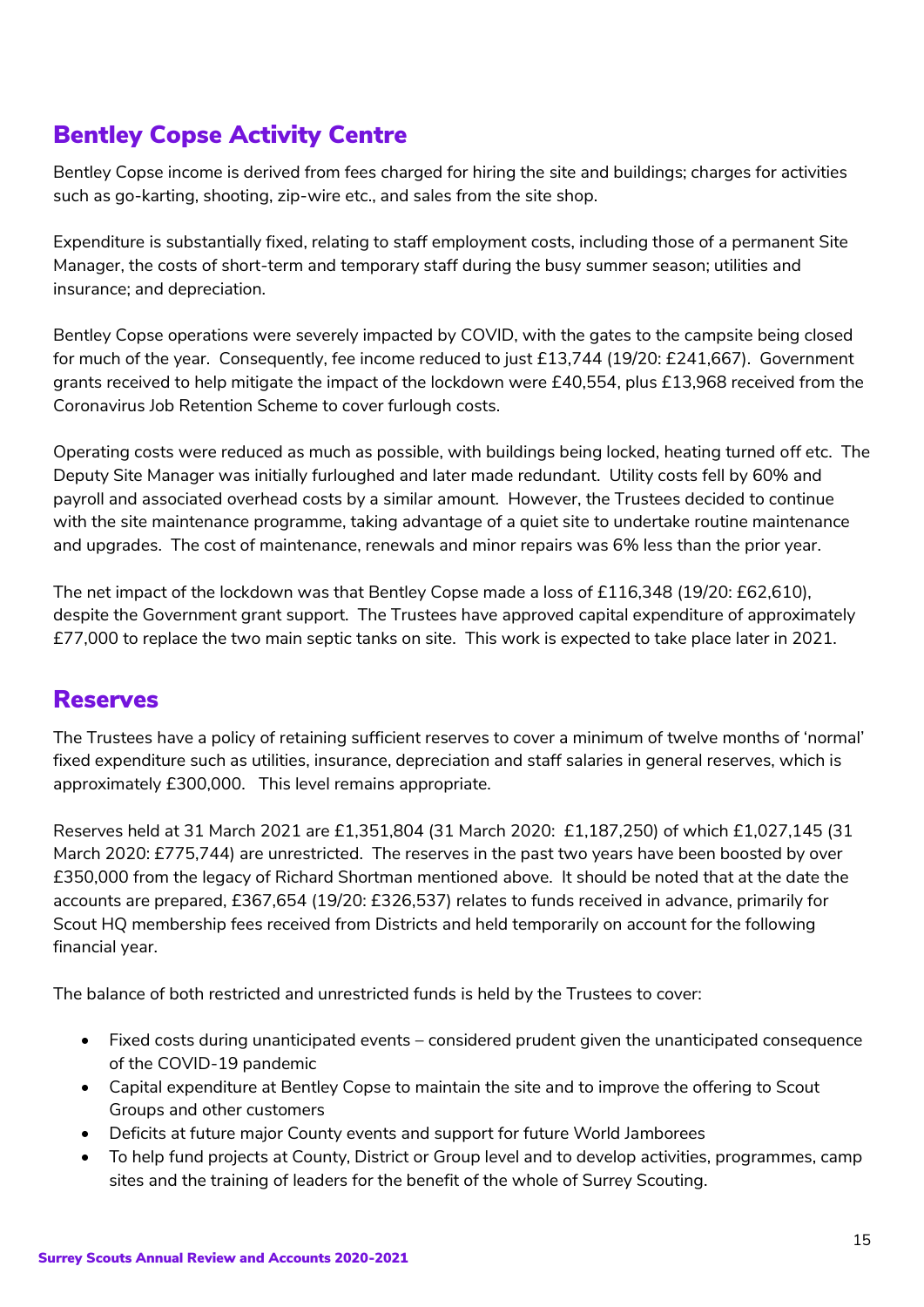## Bentley Copse Activity Centre

Bentley Copse income is derived from fees charged for hiring the site and buildings; charges for activities such as go-karting, shooting, zip-wire etc., and sales from the site shop.

Expenditure is substantially fixed, relating to staff employment costs, including those of a permanent Site Manager, the costs of short-term and temporary staff during the busy summer season; utilities and insurance; and depreciation.

Bentley Copse operations were severely impacted by COVID, with the gates to the campsite being closed for much of the year. Consequently, fee income reduced to just £13,744 (19/20: £241,667). Government grants received to help mitigate the impact of the lockdown were £40,554, plus £13,968 received from the Coronavirus Job Retention Scheme to cover furlough costs.

Operating costs were reduced as much as possible, with buildings being locked, heating turned off etc. The Deputy Site Manager was initially furloughed and later made redundant. Utility costs fell by 60% and payroll and associated overhead costs by a similar amount. However, the Trustees decided to continue with the site maintenance programme, taking advantage of a quiet site to undertake routine maintenance and upgrades. The cost of maintenance, renewals and minor repairs was 6% less than the prior year.

The net impact of the lockdown was that Bentley Copse made a loss of £116,348 (19/20: £62,610), despite the Government grant support. The Trustees have approved capital expenditure of approximately £77,000 to replace the two main septic tanks on site. This work is expected to take place later in 2021.

## Reserves

The Trustees have a policy of retaining sufficient reserves to cover a minimum of twelve months of 'normal' fixed expenditure such as utilities, insurance, depreciation and staff salaries in general reserves, which is approximately £300,000. This level remains appropriate.

Reserves held at 31 March 2021 are £1,351,804 (31 March 2020: £1,187,250) of which £1,027,145 (31 March 2020: £775,744) are unrestricted. The reserves in the past two years have been boosted by over £350,000 from the legacy of Richard Shortman mentioned above. It should be noted that at the date the accounts are prepared, £367,654 (19/20: £326,537) relates to funds received in advance, primarily for Scout HQ membership fees received from Districts and held temporarily on account for the following financial year.

The balance of both restricted and unrestricted funds is held by the Trustees to cover:

- Fixed costs during unanticipated events – considered prudent given the unanticipated consequence of the COVID-19 pandemic
- Capital expenditure at Bentley Copse to maintain the site and to improve the offering to Scout Groups and other customers
- Deficits at future major County events and support for future World Jamborees
- To help fund projects at County, District or Group level and to develop activities, programmes, camp sites and the training of leaders for the benefit of the whole of Surrey Scouting.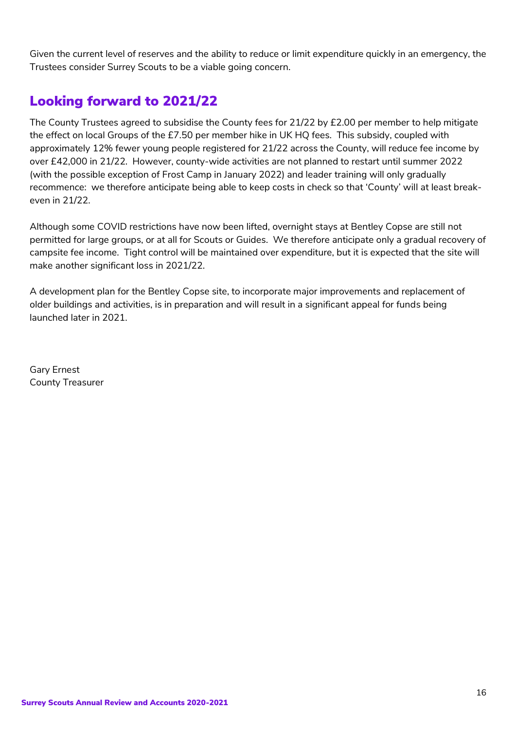Given the current level of reserves and the ability to reduce or limit expenditure quickly in an emergency, the Trustees consider Surrey Scouts to be a viable going concern.

## Looking forward to 2021/22

The County Trustees agreed to subsidise the County fees for 21/22 by £2.00 per member to help mitigate the effect on local Groups of the £7.50 per member hike in UK HQ fees. This subsidy, coupled with approximately 12% fewer young people registered for 21/22 across the County, will reduce fee income by over £42,000 in 21/22. However, county-wide activities are not planned to restart until summer 2022 (with the possible exception of Frost Camp in January 2022) and leader training will only gradually recommence: we therefore anticipate being able to keep costs in check so that 'County' will at least break-even in 21/22.

Although some COVID restrictions have now been lifted, overnight stays at Bentley Copse are still not permitted for large groups, or at all for Scouts or Guides. We therefore anticipate only a gradual recovery of campsite fee income. Tight control will be maintained over expenditure, but it is expected that the site will make another significant loss in 2021/22.

A development plan for the Bentley Copse site, to incorporate major improvements and replacement of older buildings and activities, is in preparation and will result in a significant appeal for funds being launched later in 2021.

Gary Ernest
County Treasurer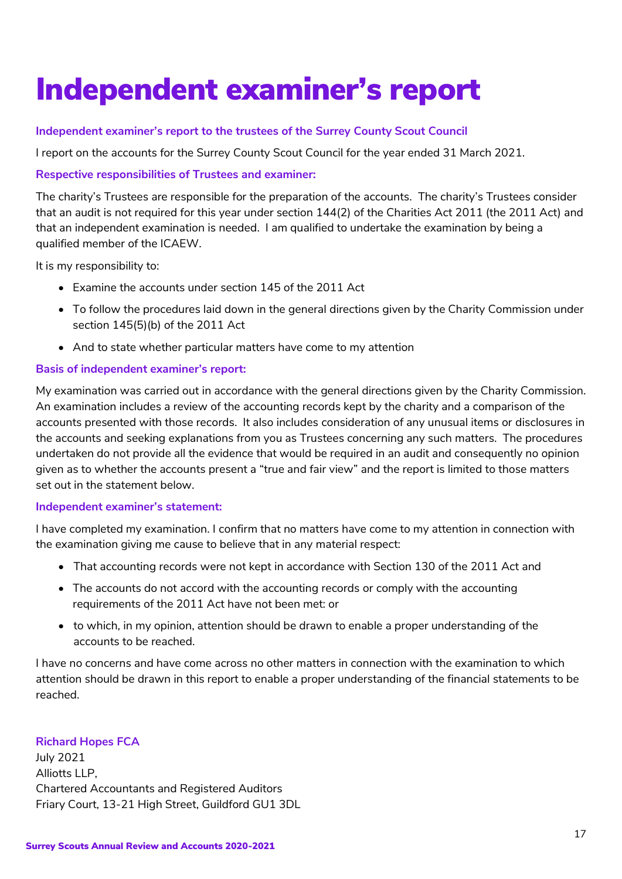# Independent examiner's report

### Independent examiner's report to the trustees of the Surrey County Scout Council

I report on the accounts for the Surrey County Scout Council for the year ended 31 March 2021.

### Respective responsibilities of Trustees and examiner:

The charity's Trustees are responsible for the preparation of the accounts. The charity's Trustees consider that an audit is not required for this year under section 144(2) of the Charities Act 2011 (the 2011 Act) and that an independent examination is needed. I am qualified to undertake the examination by being a qualified member of the ICAEW.

It is my responsibility to:

- Examine the accounts under section 145 of the 2011 Act
- To follow the procedures laid down in the general directions given by the Charity Commission under section 145(5)(b) of the 2011 Act
- And to state whether particular matters have come to my attention

### Basis of independent examiner's report:

My examination was carried out in accordance with the general directions given by the Charity Commission. An examination includes a review of the accounting records kept by the charity and a comparison of the accounts presented with those records. It also includes consideration of any unusual items or disclosures in the accounts and seeking explanations from you as Trustees concerning any such matters. The procedures undertaken do not provide all the evidence that would be required in an audit and consequently no opinion given as to whether the accounts present a "true and fair view" and the report is limited to those matters set out in the statement below.

### Independent examiner's statement:

I have completed my examination. I confirm that no matters have come to my attention in connection with the examination giving me cause to believe that in any material respect:

- That accounting records were not kept in accordance with Section 130 of the 2011 Act and
- The accounts do not accord with the accounting records or comply with the accounting requirements of the 2011 Act have not been met: or
- to which, in my opinion, attention should be drawn to enable a proper understanding of the accounts to be reached.

I have no concerns and have come across no other matters in connection with the examination to which attention should be drawn in this report to enable a proper understanding of the financial statements to be reached.

**Richard Hopes FCA**
July 2021
Alliotts LLP,
Chartered Accountants and Registered Auditors
Friary Court, 13-21 High Street, Guildford GU1 3DL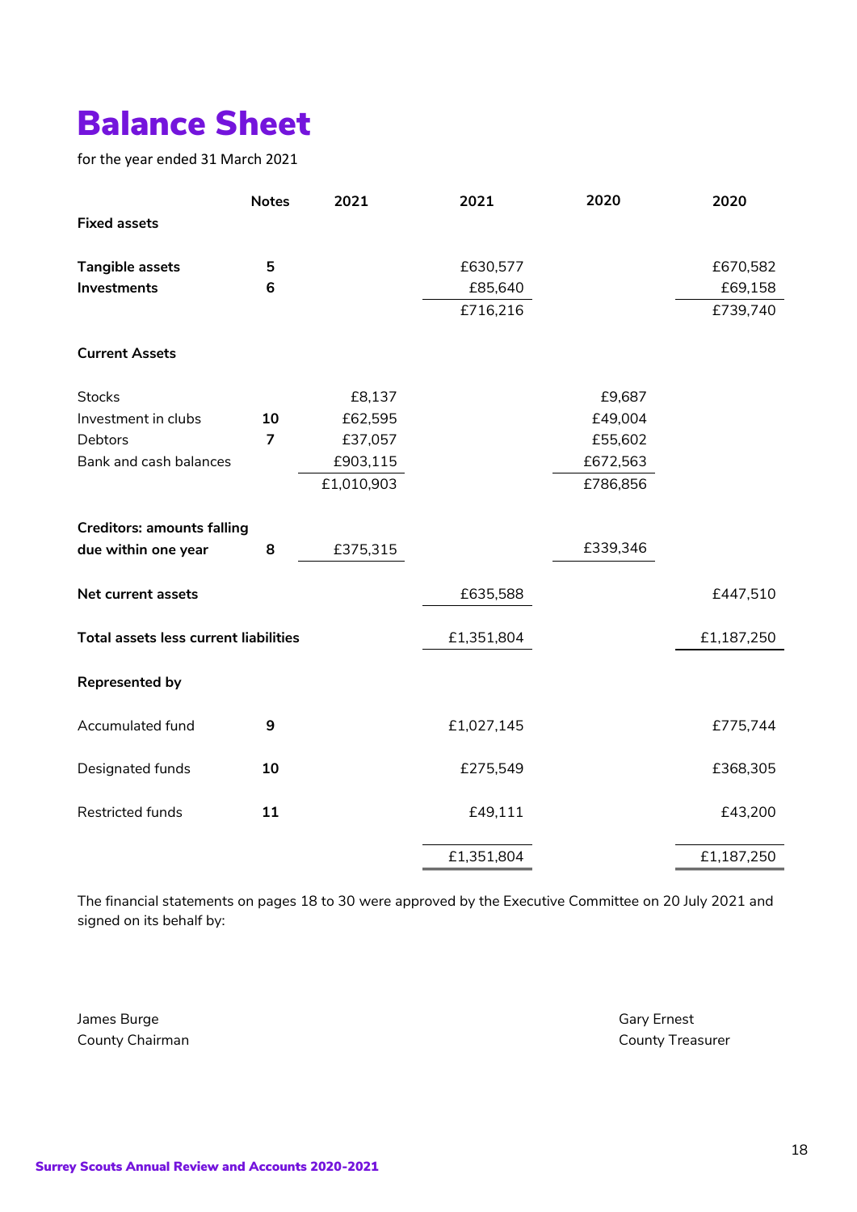# Balance Sheet

for the year ended 31 March 2021

| | Notes | 2021 | 2021 | 2020 | 2020 |
|---|---|---|---|---|---|
| **Fixed assets** | | | | | |
| **Tangible assets** | **5** | | £630,577 | | £670,582 |
| **Investments** | **6** | | £85,640 | | £69,158 |
| | | | £716,216 | | £739,740 |
| **Current Assets** | | | | | |
| Stocks | | £8,137 | | £9,687 | |
| Investment in clubs | **10** | £62,595 | | £49,004 | |
| Debtors | **7** | £37,057 | | £55,602 | |
| Bank and cash balances | | £903,115 | | £672,563 | |
| | | £1,010,903 | | £786,856 | |
| **Creditors: amounts falling due within one year** | **8** | £375,315 | | £339,346 | |
| **Net current assets** | | | £635,588 | | £447,510 |
| **Total assets less current liabilities** | | | £1,351,804 | | £1,187,250 |
| **Represented by** | | | | | |
| Accumulated fund | **9** | | £1,027,145 | | £775,744 |
| Designated funds | **10** | | £275,549 | | £368,305 |
| Restricted funds | **11** | | £49,111 | | £43,200 |
| | | | £1,351,804 | | £1,187,250 |

The financial statements on pages 18 to 30 were approved by the Executive Committee on 20 July 2021 and signed on its behalf by:

James Burge
County Chairman

Gary Ernest
County Treasurer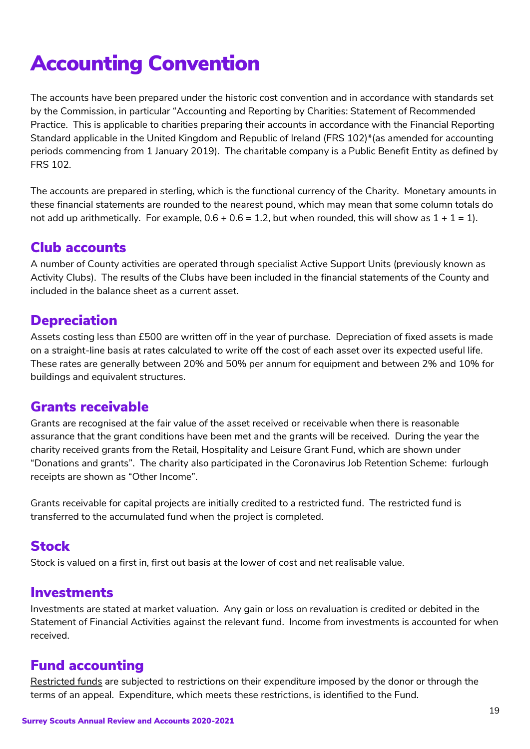# Accounting Convention

The accounts have been prepared under the historic cost convention and in accordance with standards set by the Commission, in particular "Accounting and Reporting by Charities: Statement of Recommended Practice. This is applicable to charities preparing their accounts in accordance with the Financial Reporting Standard applicable in the United Kingdom and Republic of Ireland (FRS 102)*(as amended for accounting periods commencing from 1 January 2019). The charitable company is a Public Benefit Entity as defined by FRS 102.

The accounts are prepared in sterling, which is the functional currency of the Charity. Monetary amounts in these financial statements are rounded to the nearest pound, which may mean that some column totals do not add up arithmetically. For example, 0.6 + 0.6 = 1.2, but when rounded, this will show as 1 + 1 = 1).

## Club accounts

A number of County activities are operated through specialist Active Support Units (previously known as Activity Clubs). The results of the Clubs have been included in the financial statements of the County and included in the balance sheet as a current asset.

## Depreciation

Assets costing less than £500 are written off in the year of purchase. Depreciation of fixed assets is made on a straight-line basis at rates calculated to write off the cost of each asset over its expected useful life. These rates are generally between 20% and 50% per annum for equipment and between 2% and 10% for buildings and equivalent structures.

## Grants receivable

Grants are recognised at the fair value of the asset received or receivable when there is reasonable assurance that the grant conditions have been met and the grants will be received. During the year the charity received grants from the Retail, Hospitality and Leisure Grant Fund, which are shown under "Donations and grants". The charity also participated in the Coronavirus Job Retention Scheme: furlough receipts are shown as "Other Income".

Grants receivable for capital projects are initially credited to a restricted fund. The restricted fund is transferred to the accumulated fund when the project is completed.

## Stock

Stock is valued on a first in, first out basis at the lower of cost and net realisable value.

## Investments

Investments are stated at market valuation. Any gain or loss on revaluation is credited or debited in the Statement of Financial Activities against the relevant fund. Income from investments is accounted for when received.

## Fund accounting

Restricted funds are subjected to restrictions on their expenditure imposed by the donor or through the terms of an appeal. Expenditure, which meets these restrictions, is identified to the Fund.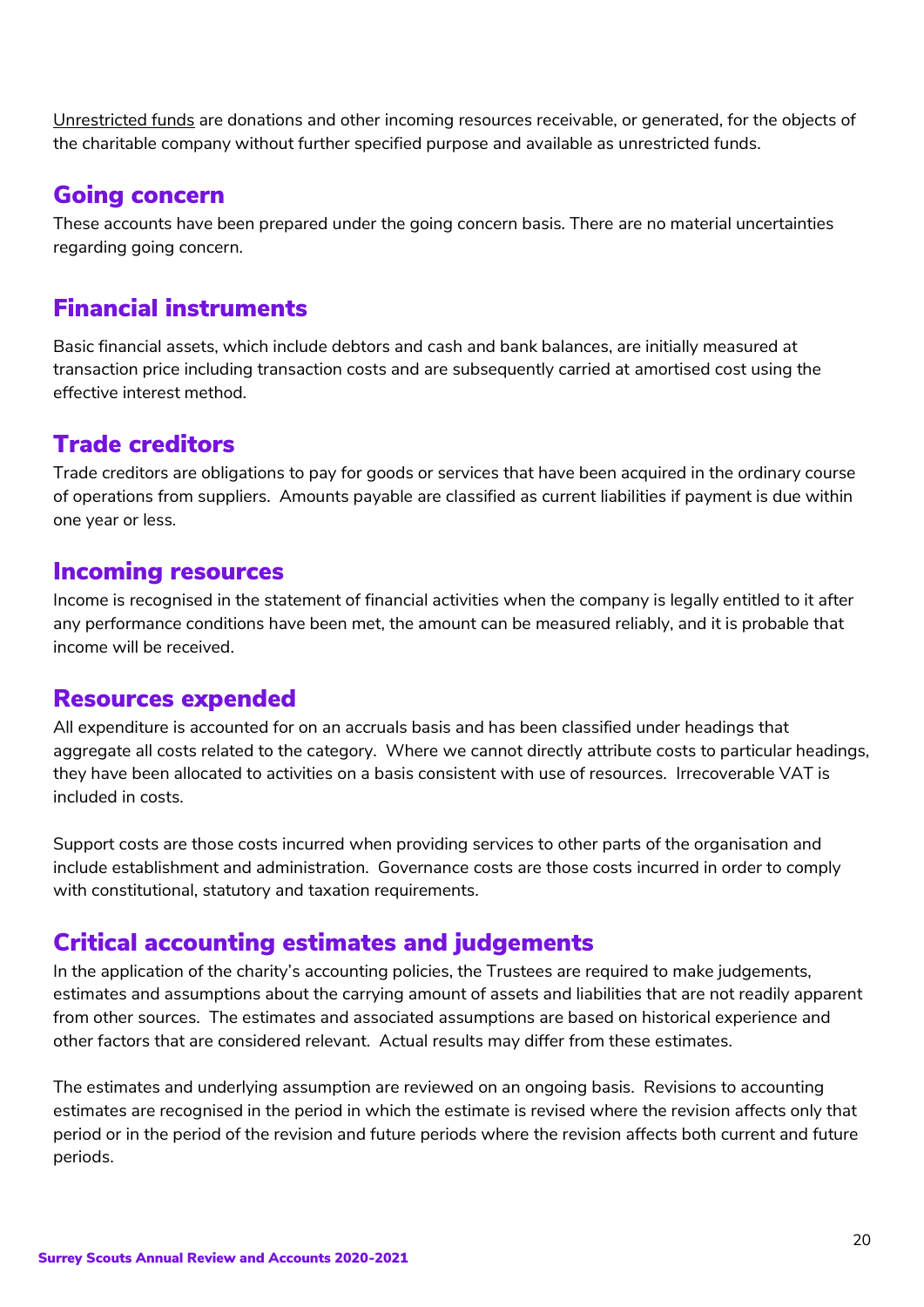Unrestricted funds are donations and other incoming resources receivable, or generated, for the objects of the charitable company without further specified purpose and available as unrestricted funds.

## Going concern

These accounts have been prepared under the going concern basis. There are no material uncertainties regarding going concern.

## Financial instruments

Basic financial assets, which include debtors and cash and bank balances, are initially measured at transaction price including transaction costs and are subsequently carried at amortised cost using the effective interest method.

## Trade creditors

Trade creditors are obligations to pay for goods or services that have been acquired in the ordinary course of operations from suppliers. Amounts payable are classified as current liabilities if payment is due within one year or less.

## Incoming resources

Income is recognised in the statement of financial activities when the company is legally entitled to it after any performance conditions have been met, the amount can be measured reliably, and it is probable that income will be received.

## Resources expended

All expenditure is accounted for on an accruals basis and has been classified under headings that aggregate all costs related to the category. Where we cannot directly attribute costs to particular headings, they have been allocated to activities on a basis consistent with use of resources. Irrecoverable VAT is included in costs.

Support costs are those costs incurred when providing services to other parts of the organisation and include establishment and administration. Governance costs are those costs incurred in order to comply with constitutional, statutory and taxation requirements.

## Critical accounting estimates and judgements

In the application of the charity's accounting policies, the Trustees are required to make judgements, estimates and assumptions about the carrying amount of assets and liabilities that are not readily apparent from other sources. The estimates and associated assumptions are based on historical experience and other factors that are considered relevant. Actual results may differ from these estimates.

The estimates and underlying assumption are reviewed on an ongoing basis. Revisions to accounting estimates are recognised in the period in which the estimate is revised where the revision affects only that period or in the period of the revision and future periods where the revision affects both current and future periods.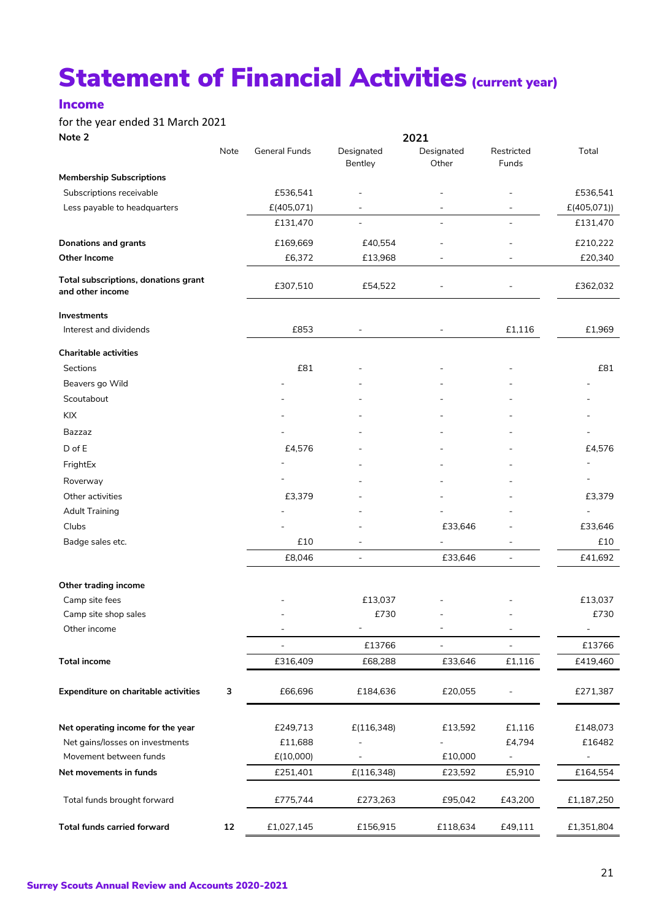# Statement of Financial Activities (current year)

## Income

for the year ended 31 March 2021

Note 2

| | Note | 2021 | | | | |
|---|---|---|---|---|---|---|
| | | General Funds | Designated Bentley | Designated Other | Restricted Funds | Total |
| **Membership Subscriptions** | | | | | | |
| Subscriptions receivable | | £536,541 | - | - | - | £536,541 |
| Less payable to headquarters | | £(405,071) | - | - | - | £(405,071)) |
| | | £131,470 | - | - | - | £131,470 |
| **Donations and grants** | | £169,669 | £40,554 | - | - | £210,222 |
| **Other Income** | | £6,372 | £13,968 | - | - | £20,340 |
| **Total subscriptions, donations grant and other income** | | £307,510 | £54,522 | - | - | £362,032 |
| **Investments** | | | | | | |
| Interest and dividends | | £853 | - | - | £1,116 | £1,969 |
| **Charitable activities** | | | | | | |
| Sections | | £81 | - | - | - | £81 |
| Beavers go Wild | | - | - | - | - | - |
| Scoutabout | | - | - | - | - | - |
| KIX | | - | - | - | - | - |
| Bazzaz | | - | - | - | - | - |
| D of E | | £4,576 | - | - | - | £4,576 |
| FrightEx | | - | - | - | - | - |
| Roverway | | - | - | - | - | - |
| Other activities | | £3,379 | - | - | - | £3,379 |
| Adult Training | | - | - | - | - | - |
| Clubs | | - | - | £33,646 | - | £33,646 |
| Badge sales etc. | | £10 | - | - | - | £10 |
| | | £8,046 | - | £33,646 | - | £41,692 |
| **Other trading income** | | | | | | |
| Camp site fees | | - | £13,037 | - | - | £13,037 |
| Camp site shop sales | | - | £730 | - | - | £730 |
| Other income | | - | - | - | - | - |
| | | - | £13766 | - | - | £13766 |
| **Total income** | | £316,409 | £68,288 | £33,646 | £1,116 | £419,460 |
| **Expenditure on charitable activities** | 3 | £66,696 | £184,636 | £20,055 | - | £271,387 |
| **Net operating income for the year** | | £249,713 | £(116,348) | £13,592 | £1,116 | £148,073 |
| Net gains/losses on investments | | £11,688 | - | - | £4,794 | £16482 |
| Movement between funds | | £(10,000) | - | £10,000 | - | - |
| **Net movements in funds** | | £251,401 | £(116,348) | £23,592 | £5,910 | £164,554 |
| Total funds brought forward | | £775,744 | £273,263 | £95,042 | £43,200 | £1,187,250 |
| **Total funds carried forward** | 12 | £1,027,145 | £156,915 | £118,634 | £49,111 | £1,351,804 |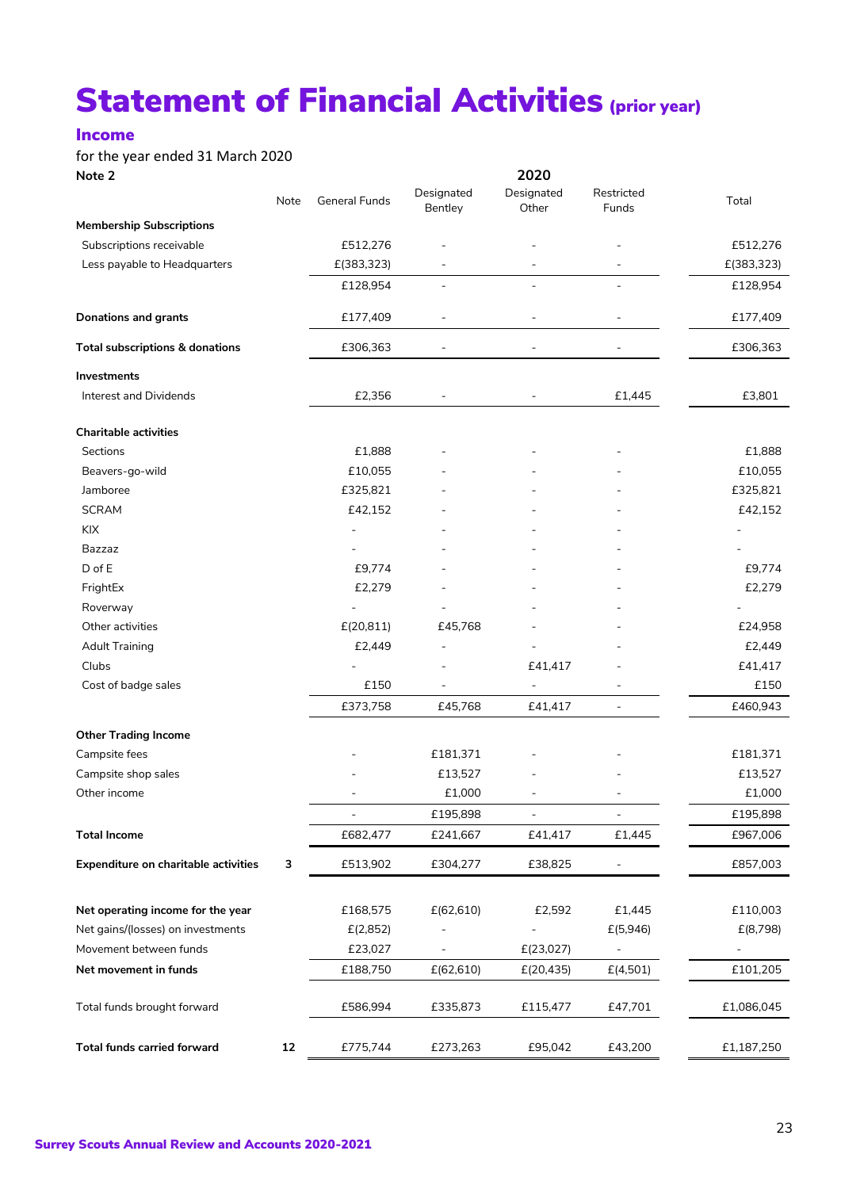# Statement of Financial Activities (prior year)

## Income

for the year ended 31 March 2020

**Note 2**

| | Note | General Funds | Designated Bentley | Designated Other | Restricted Funds | Total |
|---|---|---|---|---|---|---|
| | | | | 2020 | | |
| **Membership Subscriptions** | | | | | | |
| Subscriptions receivable | | £512,276 | - | - | - | £512,276 |
| Less payable to Headquarters | | £(383,323) | - | - | - | £(383,323) |
| | | £128,954 | - | - | - | £128,954 |
| **Donations and grants** | | £177,409 | - | - | - | £177,409 |
| **Total subscriptions & donations** | | £306,363 | - | - | - | £306,363 |
| **Investments** | | | | | | |
| Interest and Dividends | | £2,356 | - | - | £1,445 | £3,801 |
| **Charitable activities** | | | | | | |
| Sections | | £1,888 | - | - | - | £1,888 |
| Beavers-go-wild | | £10,055 | - | - | - | £10,055 |
| Jamboree | | £325,821 | - | - | - | £325,821 |
| SCRAM | | £42,152 | - | - | - | £42,152 |
| KIX | | - | - | - | - | - |
| Bazzaz | | - | - | - | - | - |
| D of E | | £9,774 | - | - | - | £9,774 |
| FrightEx | | £2,279 | - | - | - | £2,279 |
| Roverway | | - | - | - | - | - |
| Other activities | | £(20,811) | £45,768 | - | - | £24,958 |
| Adult Training | | £2,449 | - | - | - | £2,449 |
| Clubs | | - | - | £41,417 | - | £41,417 |
| Cost of badge sales | | £150 | - | - | - | £150 |
| | | £373,758 | £45,768 | £41,417 | - | £460,943 |
| **Other Trading Income** | | | | | | |
| Campsite fees | | - | £181,371 | - | - | £181,371 |
| Campsite shop sales | | - | £13,527 | - | - | £13,527 |
| Other income | | - | £1,000 | - | - | £1,000 |
| | | - | £195,898 | - | - | £195,898 |
| **Total Income** | | £682,477 | £241,667 | £41,417 | £1,445 | £967,006 |
| **Expenditure on charitable activities** | 3 | £513,902 | £304,277 | £38,825 | - | £857,003 |
| **Net operating income for the year** | | £168,575 | £(62,610) | £2,592 | £1,445 | £110,003 |
| Net gains/(losses) on investments | | £(2,852) | - | - | £(5,946) | £(8,798) |
| Movement between funds | | £23,027 | - | £(23,027) | - | - |
| **Net movement in funds** | | £188,750 | £(62,610) | £(20,435) | £(4,501) | £101,205 |
| Total funds brought forward | | £586,994 | £335,873 | £115,477 | £47,701 | £1,086,045 |
| **Total funds carried forward** | 12 | £775,744 | £273,263 | £95,042 | £43,200 | £1,187,250 |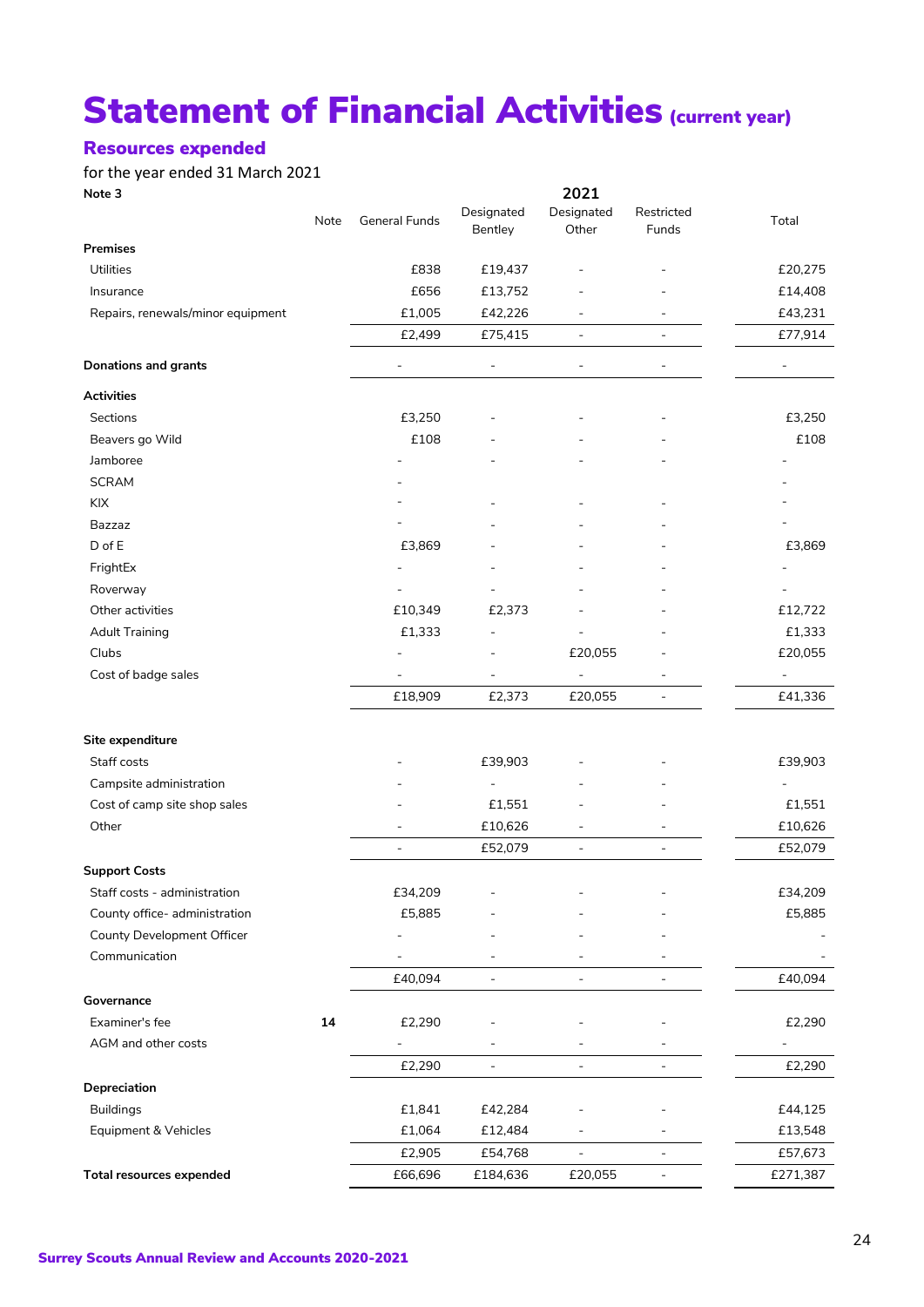# Statement of Financial Activities (current year)

## Resources expended

for the year ended 31 March 2021

**Note 3**

| | Note | General Funds | Designated Bentley | Designated Other | Restricted Funds | Total |
|---|---|---|---|---|---|---|
| | | 2021 | | | | |
| **Premises** | | | | | | |
| Utilities | | £838 | £19,437 | - | - | £20,275 |
| Insurance | | £656 | £13,752 | - | - | £14,408 |
| Repairs, renewals/minor equipment | | £1,005 | £42,226 | - | - | £43,231 |
| | | £2,499 | £75,415 | - | - | £77,914 |
| **Donations and grants** | | - | - | - | - | - |
| **Activities** | | | | | | |
| Sections | | £3,250 | - | - | - | £3,250 |
| Beavers go Wild | | £108 | - | - | - | £108 |
| Jamboree | | - | - | - | - | - |
| SCRAM | | - | | | | - |
| KIX | | - | - | - | - | - |
| Bazzaz | | - | - | - | - | - |
| D of E | | £3,869 | - | - | - | £3,869 |
| FrightEx | | - | - | - | - | - |
| Roverway | | - | - | - | - | - |
| Other activities | | £10,349 | £2,373 | - | - | £12,722 |
| Adult Training | | £1,333 | - | - | - | £1,333 |
| Clubs | | - | - | £20,055 | - | £20,055 |
| Cost of badge sales | | - | - | - | - | - |
| | | £18,909 | £2,373 | £20,055 | - | £41,336 |
| **Site expenditure** | | | | | | |
| Staff costs | | - | £39,903 | - | - | £39,903 |
| Campsite administration | | - | - | - | - | - |
| Cost of camp site shop sales | | - | £1,551 | - | - | £1,551 |
| Other | | - | £10,626 | - | - | £10,626 |
| | | - | £52,079 | - | - | £52,079 |
| **Support Costs** | | | | | | |
| Staff costs - administration | | £34,209 | - | - | - | £34,209 |
| County office- administration | | £5,885 | - | - | - | £5,885 |
| County Development Officer | | - | - | - | - | - |
| Communication | | - | - | - | - | - |
| | | £40,094 | - | - | - | £40,094 |
| **Governance** | | | | | | |
| Examiner's fee | **14** | £2,290 | - | - | - | £2,290 |
| AGM and other costs | | - | - | - | - | - |
| | | £2,290 | - | - | - | £2,290 |
| **Depreciation** | | | | | | |
| Buildings | | £1,841 | £42,284 | - | - | £44,125 |
| Equipment & Vehicles | | £1,064 | £12,484 | - | - | £13,548 |
| | | £2,905 | £54,768 | - | - | £57,673 |
| **Total resources expended** | | £66,696 | £184,636 | £20,055 | - | £271,387 |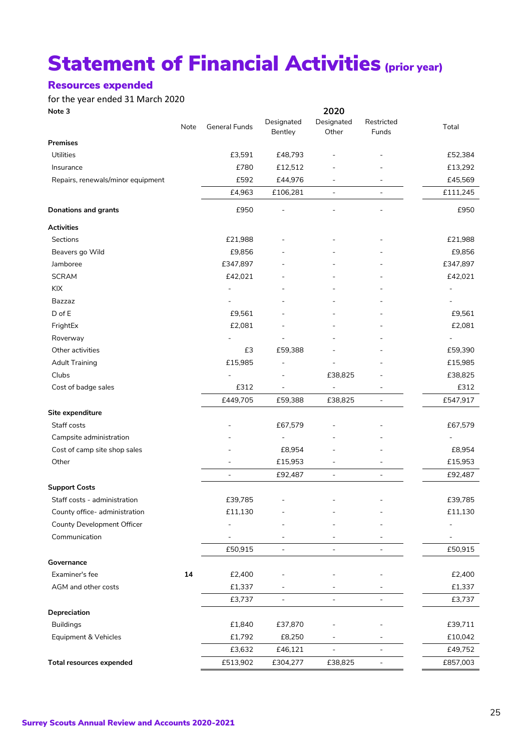# Statement of Financial Activities (prior year)

## Resources expended

for the year ended 31 March 2020

**Note 3**

| | Note | General Funds | Designated Bentley | Designated Other | Restricted Funds | Total |
|---|---|---|---|---|---|---|
| | | | | **2020** | | |
| **Premises** | | | | | | |
| Utilities | | £3,591 | £48,793 | - | - | £52,384 |
| Insurance | | £780 | £12,512 | - | - | £13,292 |
| Repairs, renewals/minor equipment | | £592 | £44,976 | - | - | £45,569 |
| | | £4,963 | £106,281 | - | - | £111,245 |
| **Donations and grants** | | £950 | - | - | - | £950 |
| **Activities** | | | | | | |
| Sections | | £21,988 | - | - | - | £21,988 |
| Beavers go Wild | | £9,856 | - | - | - | £9,856 |
| Jamboree | | £347,897 | - | - | - | £347,897 |
| SCRAM | | £42,021 | - | - | - | £42,021 |
| KIX | | - | - | - | - | - |
| Bazzaz | | - | - | - | - | - |
| D of E | | £9,561 | - | - | - | £9,561 |
| FrightEx | | £2,081 | - | - | - | £2,081 |
| Roverway | | - | - | - | - | - |
| Other activities | | £3 | £59,388 | - | - | £59,390 |
| Adult Training | | £15,985 | - | - | - | £15,985 |
| Clubs | | - | - | £38,825 | - | £38,825 |
| Cost of badge sales | | £312 | - | - | - | £312 |
| | | £449,705 | £59,388 | £38,825 | - | £547,917 |
| **Site expenditure** | | | | | | |
| Staff costs | | - | £67,579 | - | - | £67,579 |
| Campsite administration | | - | - | - | - | - |
| Cost of camp site shop sales | | - | £8,954 | - | - | £8,954 |
| Other | | - | £15,953 | - | - | £15,953 |
| | | - | £92,487 | - | - | £92,487 |
| **Support Costs** | | | | | | |
| Staff costs - administration | | £39,785 | - | - | - | £39,785 |
| County office- administration | | £11,130 | - | - | - | £11,130 |
| County Development Officer | | - | - | - | - | - |
| Communication | | - | - | - | - | - |
| | | £50,915 | - | - | - | £50,915 |
| **Governance** | | | | | | |
| Examiner's fee | **14** | £2,400 | - | - | - | £2,400 |
| AGM and other costs | | £1,337 | - | - | - | £1,337 |
| | | £3,737 | - | - | - | £3,737 |
| **Depreciation** | | | | | | |
| Buildings | | £1,840 | £37,870 | - | - | £39,711 |
| Equipment & Vehicles | | £1,792 | £8,250 | - | - | £10,042 |
| | | £3,632 | £46,121 | - | - | £49,752 |
| **Total resources expended** | | £513,902 | £304,277 | £38,825 | - | £857,003 |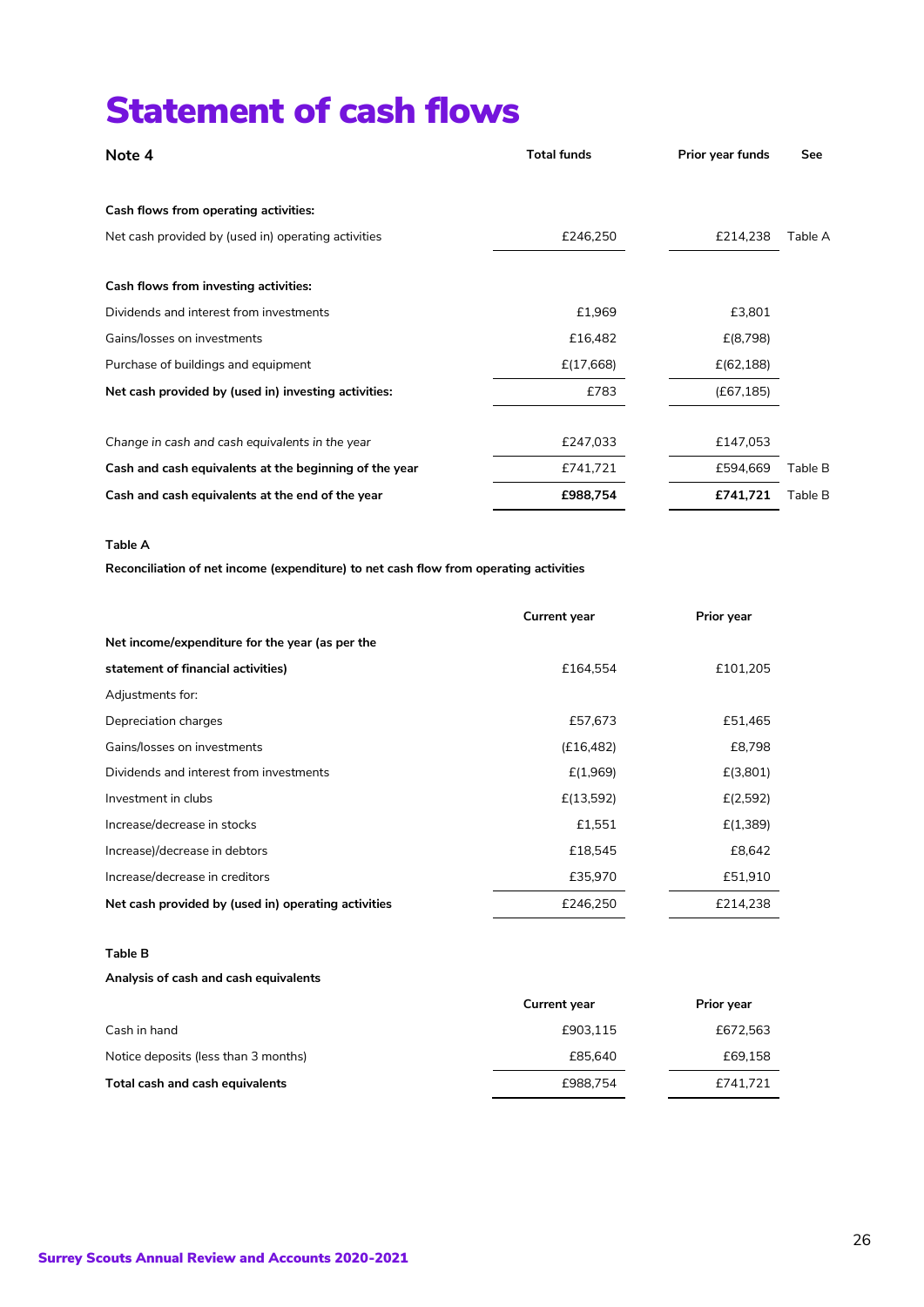# Statement of cash flows

| Note 4 | Total funds | Prior year funds | See |
|---|---|---|---|
| **Cash flows from operating activities:** | | | |
| Net cash provided by (used in) operating activities | £246,250 | £214,238 | Table A |
| **Cash flows from investing activities:** | | | |
| Dividends and interest from investments | £1,969 | £3,801 | |
| Gains/losses on investments | £16,482 | £(8,798) | |
| Purchase of buildings and equipment | £(17,668) | £(62,188) | |
| **Net cash provided by (used in) investing activities:** | £783 | (£67,185) | |
| *Change in cash and cash equivalents in the year* | £247,033 | £147,053 | |
| **Cash and cash equivalents at the beginning of the year** | £741,721 | £594,669 | Table B |
| **Cash and cash equivalents at the end of the year** | **£988,754** | **£741,721** | Table B |

**Table A**

**Reconciliation of net income (expenditure) to net cash flow from operating activities**

| | Current year | Prior year |
|---|---|---|
| **Net income/expenditure for the year (as per the statement of financial activities)** | £164,554 | £101,205 |
| Adjustments for: | | |
| Depreciation charges | £57,673 | £51,465 |
| Gains/losses on investments | (£16,482) | £8,798 |
| Dividends and interest from investments | £(1,969) | £(3,801) |
| Investment in clubs | £(13,592) | £(2,592) |
| Increase/decrease in stocks | £1,551 | £(1,389) |
| Increase)/decrease in debtors | £18,545 | £8,642 |
| Increase/decrease in creditors | £35,970 | £51,910 |
| **Net cash provided by (used in) operating activities** | £246,250 | £214,238 |

**Table B**

**Analysis of cash and cash equivalents**

| | Current year | Prior year |
|---|---|---|
| Cash in hand | £903,115 | £672,563 |
| Notice deposits (less than 3 months) | £85,640 | £69,158 |
| **Total cash and cash equivalents** | £988,754 | £741,721 |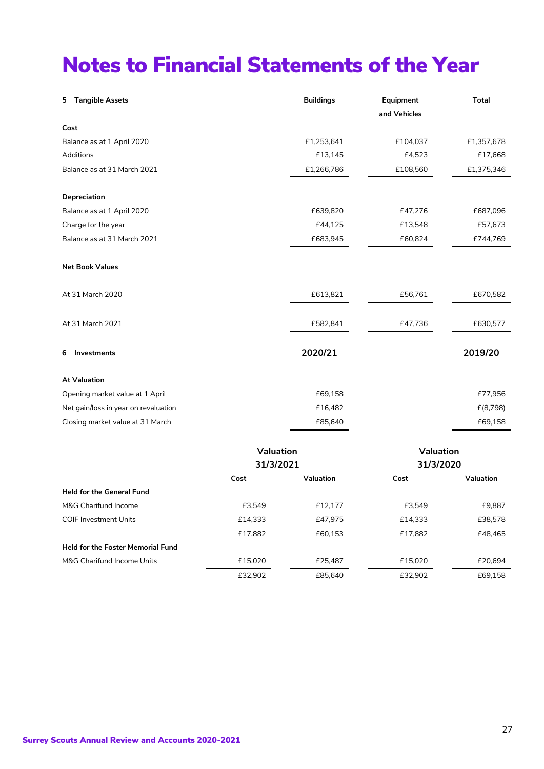# Notes to Financial Statements of the Year

| 5 Tangible Assets | Buildings | Equipment and Vehicles | Total |
|---|---|---|---|
| **Cost** | | | |
| Balance as at 1 April 2020 | £1,253,641 | £104,037 | £1,357,678 |
| Additions | £13,145 | £4,523 | £17,668 |
| Balance as at 31 March 2021 | £1,266,786 | £108,560 | £1,375,346 |
| **Depreciation** | | | |
| Balance as at 1 April 2020 | £639,820 | £47,276 | £687,096 |
| Charge for the year | £44,125 | £13,548 | £57,673 |
| Balance as at 31 March 2021 | £683,945 | £60,824 | £744,769 |
| **Net Book Values** | | | |
| At 31 March 2020 | £613,821 | £56,761 | £670,582 |
| At 31 March 2021 | £582,841 | £47,736 | £630,577 |

| 6 Investments | 2020/21 | 2019/20 |
|---|---|---|
| **At Valuation** | | |
| Opening market value at 1 April | £69,158 | £77,956 |
| Net gain/loss in year on revaluation | £16,482 | £(8,798) |
| Closing market value at 31 March | £85,640 | £69,158 |

| | Valuation 31/3/2021 | | Valuation 31/3/2020 | |
|---|---|---|---|---|
| | Cost | Valuation | Cost | Valuation |
| **Held for the General Fund** | | | | |
| M&G Charifund Income | £3,549 | £12,177 | £3,549 | £9,887 |
| COIF Investment Units | £14,333 | £47,975 | £14,333 | £38,578 |
| | £17,882 | £60,153 | £17,882 | £48,465 |
| **Held for the Foster Memorial Fund** | | | | |
| M&G Charifund Income Units | £15,020 | £25,487 | £15,020 | £20,694 |
| | £32,902 | £85,640 | £32,902 | £69,158 |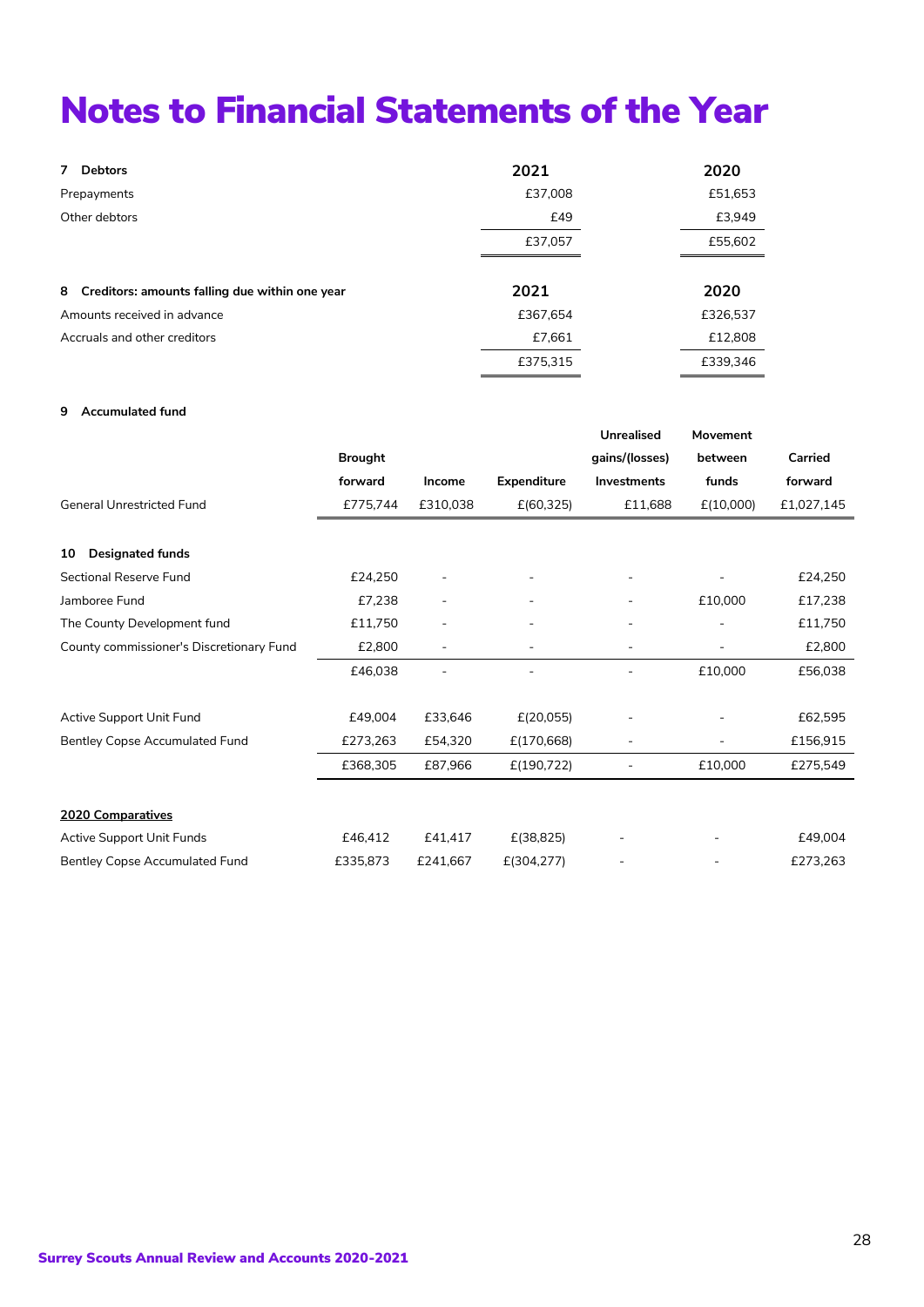# Notes to Financial Statements of the Year

| 7 Debtors | 2021 | 2020 |
|---|---|---|
| Prepayments | £37,008 | £51,653 |
| Other debtors | £49 | £3,949 |
| | £37,057 | £55,602 |

| 8 Creditors: amounts falling due within one year | 2021 | 2020 |
|---|---|---|
| Amounts received in advance | £367,654 | £326,537 |
| Accruals and other creditors | £7,661 | £12,808 |
| | £375,315 | £339,346 |

**9 Accumulated fund**

| | Brought forward | Income | Expenditure | Unrealised gains/(losses) Investments | Movement between funds | Carried forward |
|---|---|---|---|---|---|---|
| General Unrestricted Fund | £775,744 | £310,038 | £(60,325) | £11,688 | £(10,000) | £1,027,145 |

| **10 Designated funds** | | | | | | |
|---|---|---|---|---|---|---|
| Sectional Reserve Fund | £24,250 | - | - | - | - | £24,250 |
| Jamboree Fund | £7,238 | - | - | - | £10,000 | £17,238 |
| The County Development fund | £11,750 | - | - | - | - | £11,750 |
| County commissioner's Discretionary Fund | £2,800 | - | - | - | - | £2,800 |
| | £46,038 | - | - | - | £10,000 | £56,038 |
| | | | | | | |
| Active Support Unit Fund | £49,004 | £33,646 | £(20,055) | - | - | £62,595 |
| Bentley Copse Accumulated Fund | £273,263 | £54,320 | £(170,668) | - | - | £156,915 |
| | £368,305 | £87,966 | £(190,722) | - | £10,000 | £275,549 |
| | | | | | | |
| <u>2020 Comparatives</u> | | | | | | |
| Active Support Unit Funds | £46,412 | £41,417 | £(38,825) | - | - | £49,004 |
| Bentley Copse Accumulated Fund | £335,873 | £241,667 | £(304,277) | - | - | £273,263 |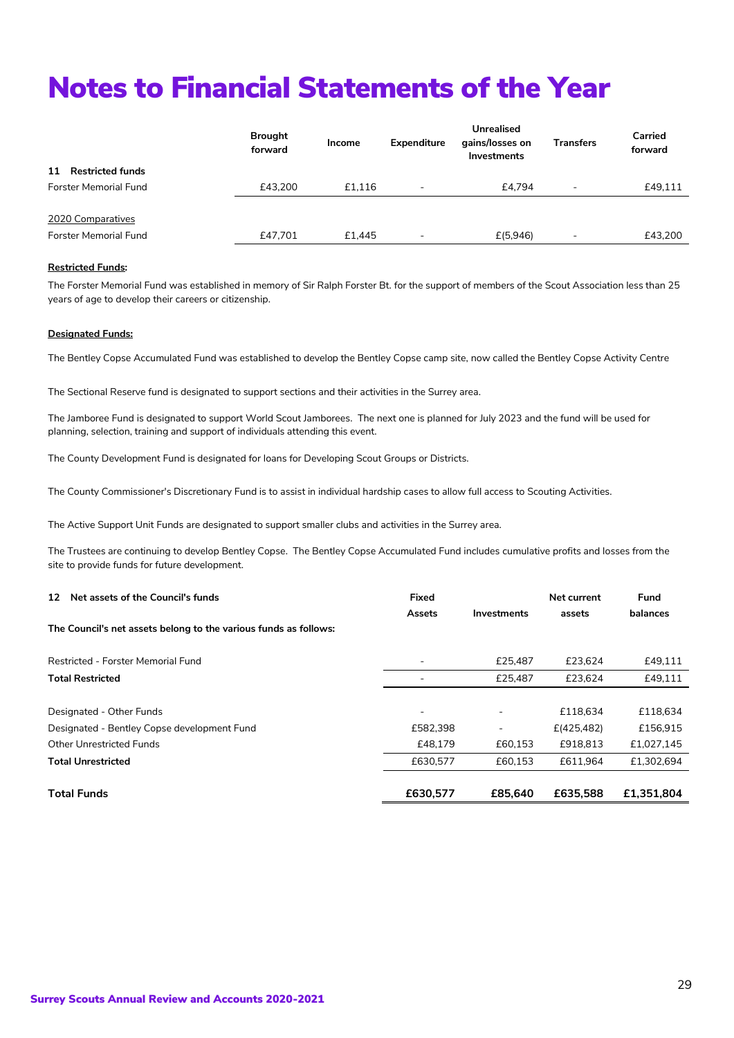# Notes to Financial Statements of the Year

| | Brought forward | Income | Expenditure | Unrealised gains/losses on Investments | Transfers | Carried forward |
|---|---|---|---|---|---|---|
| **11 Restricted funds** | | | | | | |
| Forster Memorial Fund | £43,200 | £1,116 | - | £4,794 | - | £49,111 |
| | | | | | | |
| <u>2020 Comparatives</u> | | | | | | |
| Forster Memorial Fund | £47,701 | £1,445 | - | £(5,946) | - | £43,200 |

**<u>Restricted Funds</u>:**

The Forster Memorial Fund was established in memory of Sir Ralph Forster Bt. for the support of members of the Scout Association less than 25 years of age to develop their careers or citizenship.

**<u>Designated Funds:</u>**

The Bentley Copse Accumulated Fund was established to develop the Bentley Copse camp site, now called the Bentley Copse Activity Centre

The Sectional Reserve fund is designated to support sections and their activities in the Surrey area.

The Jamboree Fund is designated to support World Scout Jamborees. The next one is planned for July 2023 and the fund will be used for planning, selection, training and support of individuals attending this event.

The County Development Fund is designated for loans for Developing Scout Groups or Districts.

The County Commissioner's Discretionary Fund is to assist in individual hardship cases to allow full access to Scouting Activities.

The Active Support Unit Funds are designated to support smaller clubs and activities in the Surrey area.

The Trustees are continuing to develop Bentley Copse. The Bentley Copse Accumulated Fund includes cumulative profits and losses from the site to provide funds for future development.

| **12 Net assets of the Council's funds**<br>**The Council's net assets belong to the various funds as follows:** | Fixed Assets | Investments | Net current assets | Fund balances |
|---|---|---|---|---|
| Restricted - Forster Memorial Fund | - | £25,487 | £23,624 | £49,111 |
| **Total Restricted** | - | £25,487 | £23,624 | £49,111 |
| | | | | |
| Designated - Other Funds | - | - | £118,634 | £118,634 |
| Designated - Bentley Copse development Fund | £582,398 | - | £(425,482) | £156,915 |
| Other Unrestricted Funds | £48,179 | £60,153 | £918,813 | £1,027,145 |
| **Total Unrestricted** | £630,577 | £60,153 | £611,964 | £1,302,694 |
| | | | | |
| **Total Funds** | **£630,577** | **£85,640** | **£635,588** | **£1,351,804** |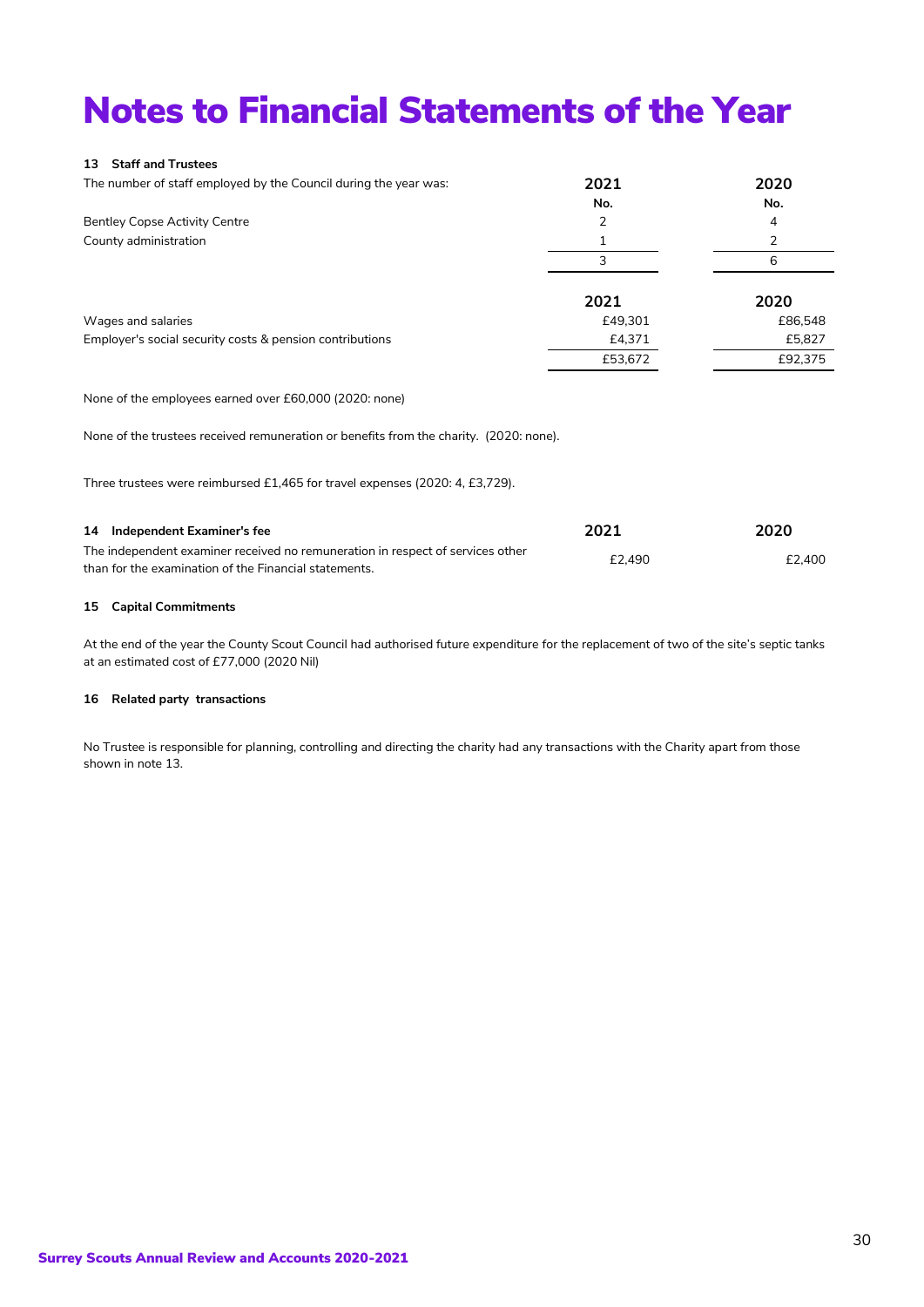# Notes to Financial Statements of the Year

### 13 Staff and Trustees

| The number of staff employed by the Council during the year was: | 2021 | 2020 |
|---|---|---|
| | No. | No. |
| Bentley Copse Activity Centre | 2 | 4 |
| County administration | 1 | 2 |
| | 3 | 6 |

| | 2021 | 2020 |
|---|---|---|
| Wages and salaries | £49,301 | £86,548 |
| Employer's social security costs & pension contributions | £4,371 | £5,827 |
| | £53,672 | £92,375 |

None of the employees earned over £60,000 (2020: none)

None of the trustees received remuneration or benefits from the charity. (2020: none).

Three trustees were reimbursed £1,465 for travel expenses (2020: 4, £3,729).

### 14 Independent Examiner's fee

| | 2021 | 2020 |
|---|---|---|
| The independent examiner received no remuneration in respect of services other than for the examination of the Financial statements. | £2,490 | £2,400 |

### 15 Capital Commitments

At the end of the year the County Scout Council had authorised future expenditure for the replacement of two of the site's septic tanks at an estimated cost of £77,000 (2020 Nil)

### 16 Related party transactions

No Trustee is responsible for planning, controlling and directing the charity had any transactions with the Charity apart from those shown in note 13.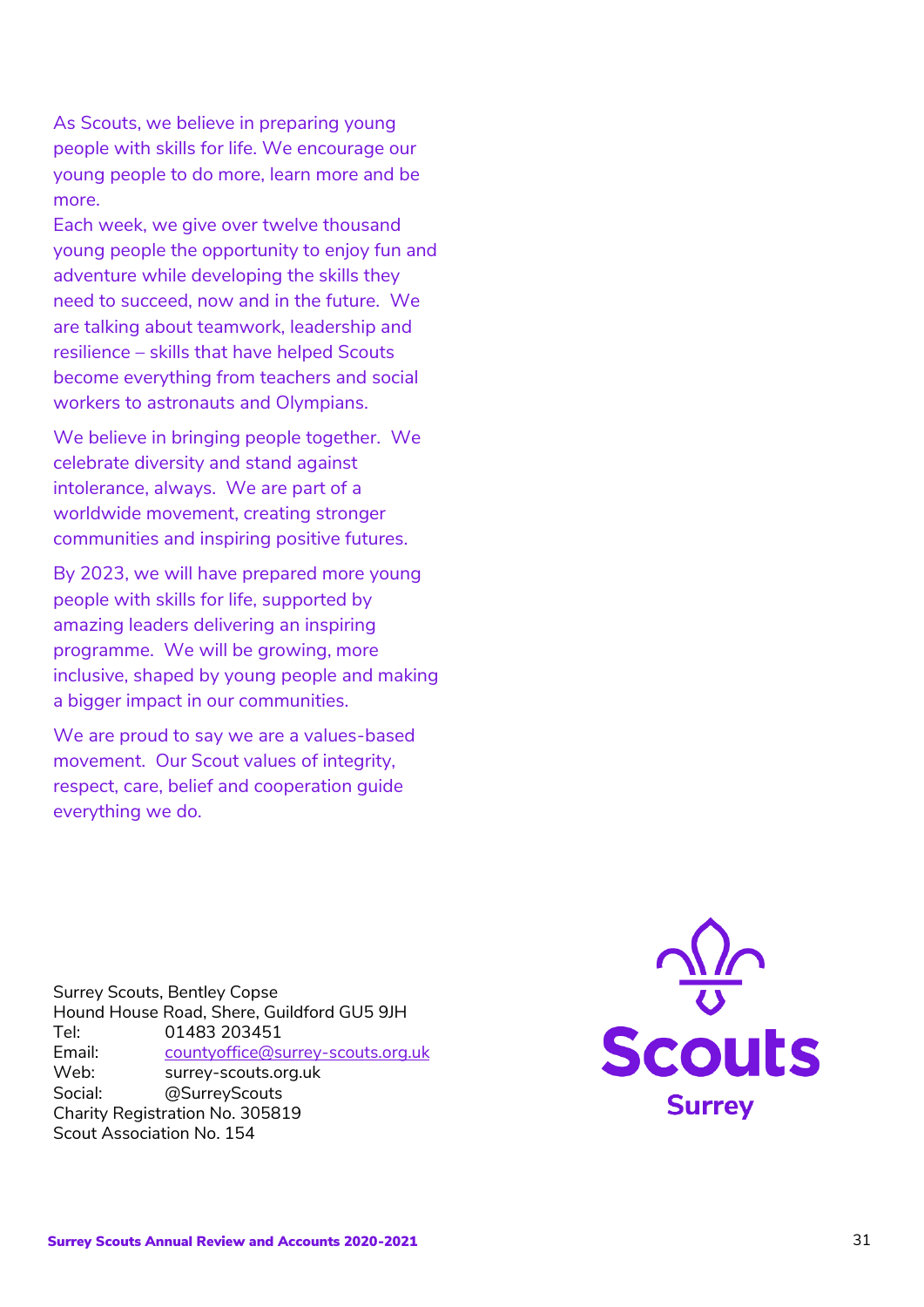As Scouts, we believe in preparing young people with skills for life. We encourage our young people to do more, learn more and be more.
Each week, we give over twelve thousand young people the opportunity to enjoy fun and adventure while developing the skills they need to succeed, now and in the future. We are talking about teamwork, leadership and resilience – skills that have helped Scouts become everything from teachers and social workers to astronauts and Olympians.

We believe in bringing people together. We celebrate diversity and stand against intolerance, always. We are part of a worldwide movement, creating stronger communities and inspiring positive futures.

By 2023, we will have prepared more young people with skills for life, supported by amazing leaders delivering an inspiring programme. We will be growing, more inclusive, shaped by young people and making a bigger impact in our communities.

We are proud to say we are a values-based movement. Our Scout values of integrity, respect, care, belief and cooperation guide everything we do.

Surrey Scouts, Bentley Copse
Hound House Road, Shere, Guildford GU5 9JH
Tel: 01483 203451
Email: countyoffice@surrey-scouts.org.uk
Web: surrey-scouts.org.uk
Social: @SurreyScouts
Charity Registration No. 305819
Scout Association No. 154

Scouts
Surrey